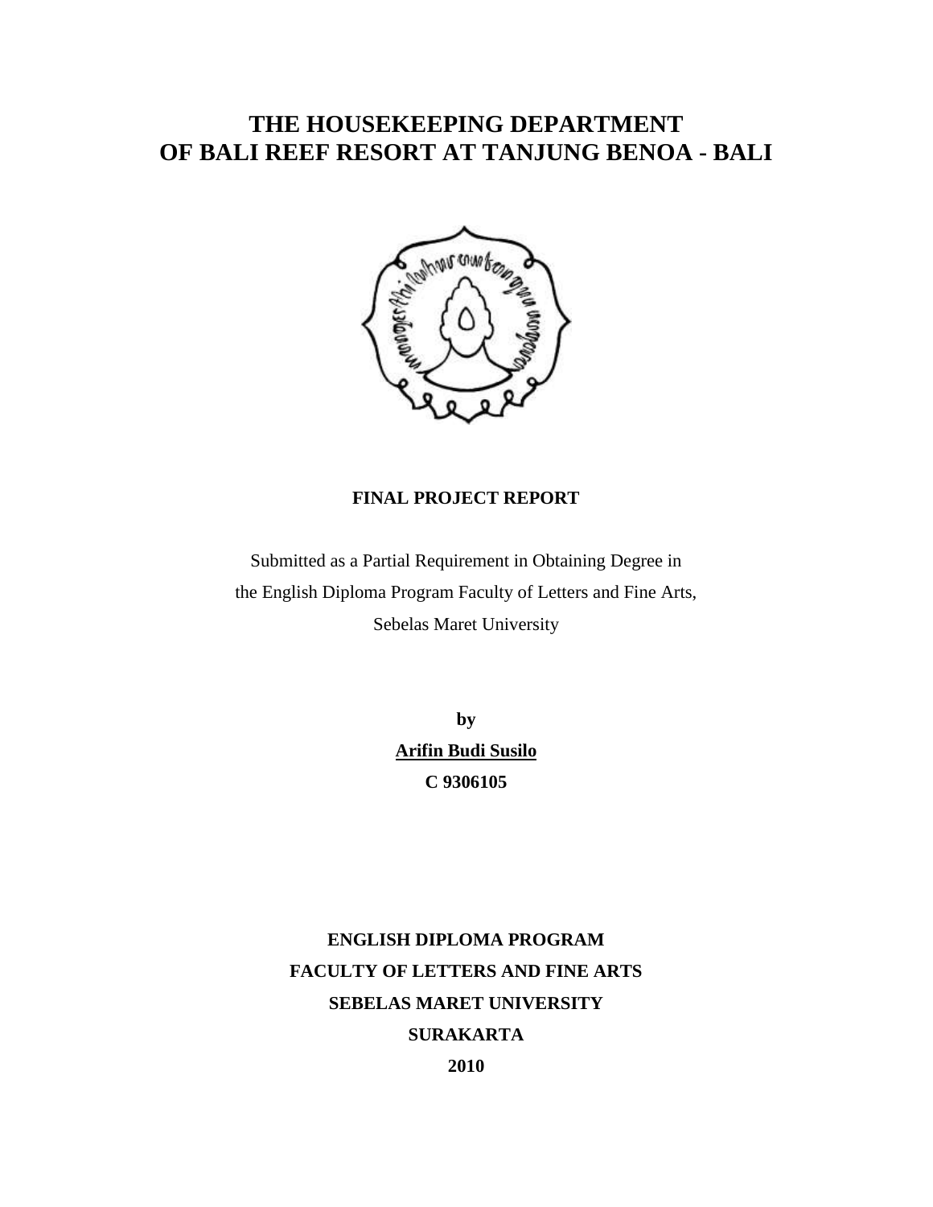# THE HOUSEKEEPING DEPARTMENT OF BALI REEF RESORT AT TANJUNG BENOA - BALI

**FINAL PROJECT REPORT**

Submitted as a Partial Requirement in Obtaining Degree in
the English Diploma Program Faculty of Letters and Fine Arts,
Sebelas Maret University

**by**

**Arifin Budi Susilo**

**C 9306105**

**ENGLISH DIPLOMA PROGRAM**
**FACULTY OF LETTERS AND FINE ARTS**
**SEBELAS MARET UNIVERSITY**
**SURAKARTA**
**2010**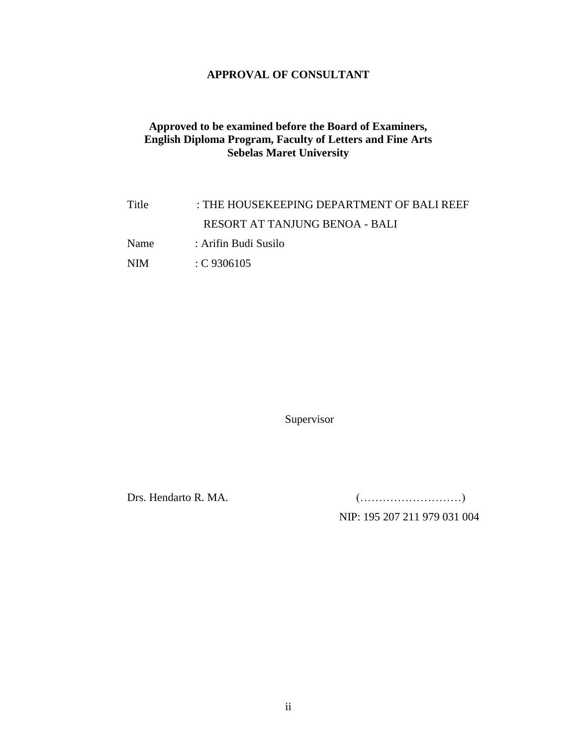# APPROVAL OF CONSULTANT

**Approved to be examined before the Board of Examiners,**
**English Diploma Program, Faculty of Letters and Fine Arts**
**Sebelas Maret University**

Title : THE HOUSEKEEPING DEPARTMENT OF BALI REEF RESORT AT TANJUNG BENOA - BALI

Name : Arifin Budi Susilo

NIM : C 9306105

Supervisor

Drs. Hendarto R. MA. (………………………)

NIP: 195 207 211 979 031 004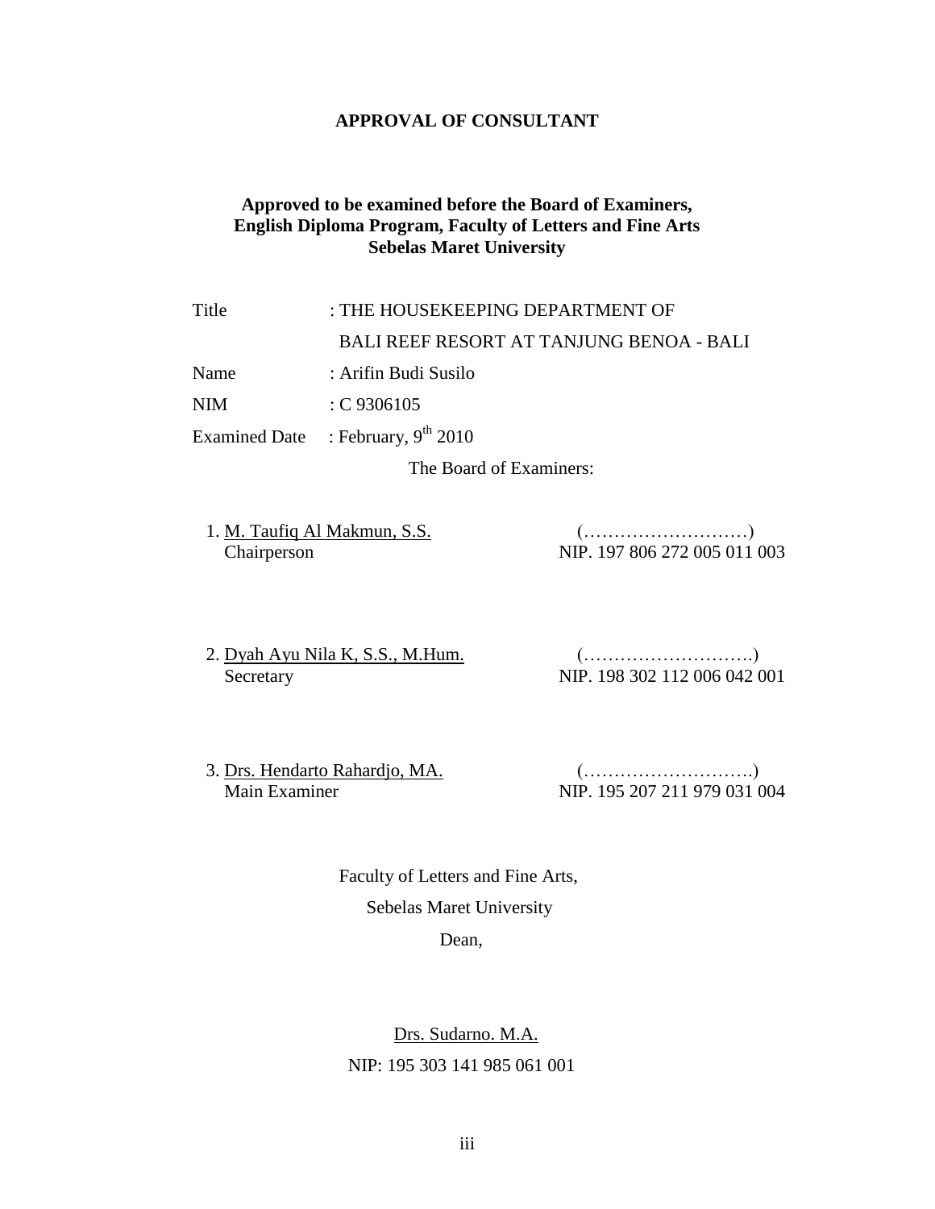# APPROVAL OF CONSULTANT

**Approved to be examined before the Board of Examiners,**
**English Diploma Program, Faculty of Letters and Fine Arts**
**Sebelas Maret University**

Title : THE HOUSEKEEPING DEPARTMENT OF BALI REEF RESORT AT TANJUNG BENOA - BALI

Name : Arifin Budi Susilo

NIM : C 9306105

Examined Date : February, 9th 2010

The Board of Examiners:

1. M. Taufiq Al Makmun, S.S. (………………………)
   Chairperson NIP. 197 806 272 005 011 003

2. Dyah Ayu Nila K, S.S., M.Hum. (……………………….)
   Secretary NIP. 198 302 112 006 042 001

3. Drs. Hendarto Rahardjo, MA. (……………………….)
   Main Examiner NIP. 195 207 211 979 031 004

Faculty of Letters and Fine Arts,

Sebelas Maret University

Dean,

Drs. Sudarno. M.A.

NIP: 195 303 141 985 061 001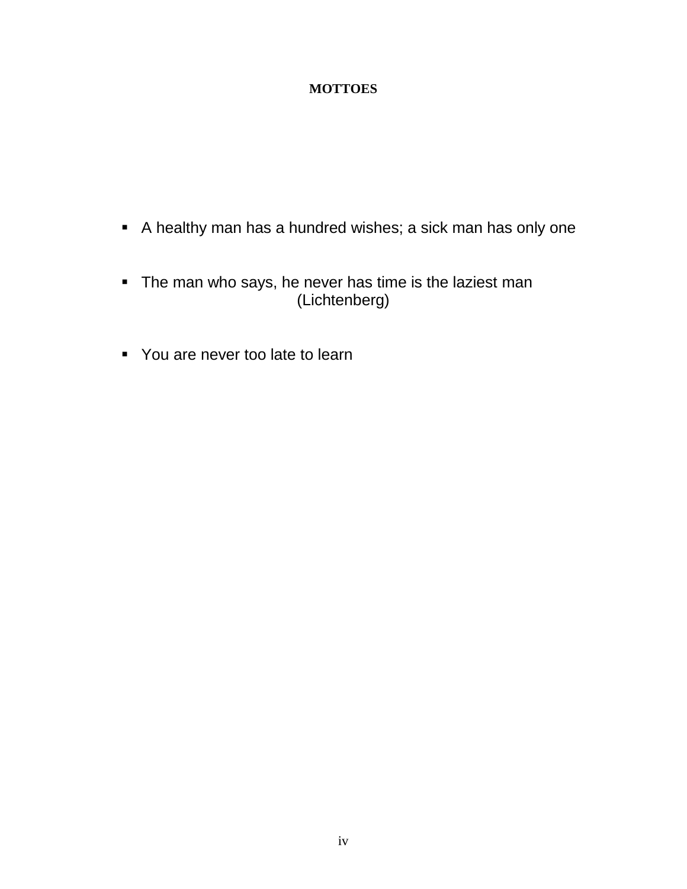# MOTTOES

- A healthy man has a hundred wishes; a sick man has only one

- The man who says, he never has time is the laziest man
  (Lichtenberg)

- You are never too late to learn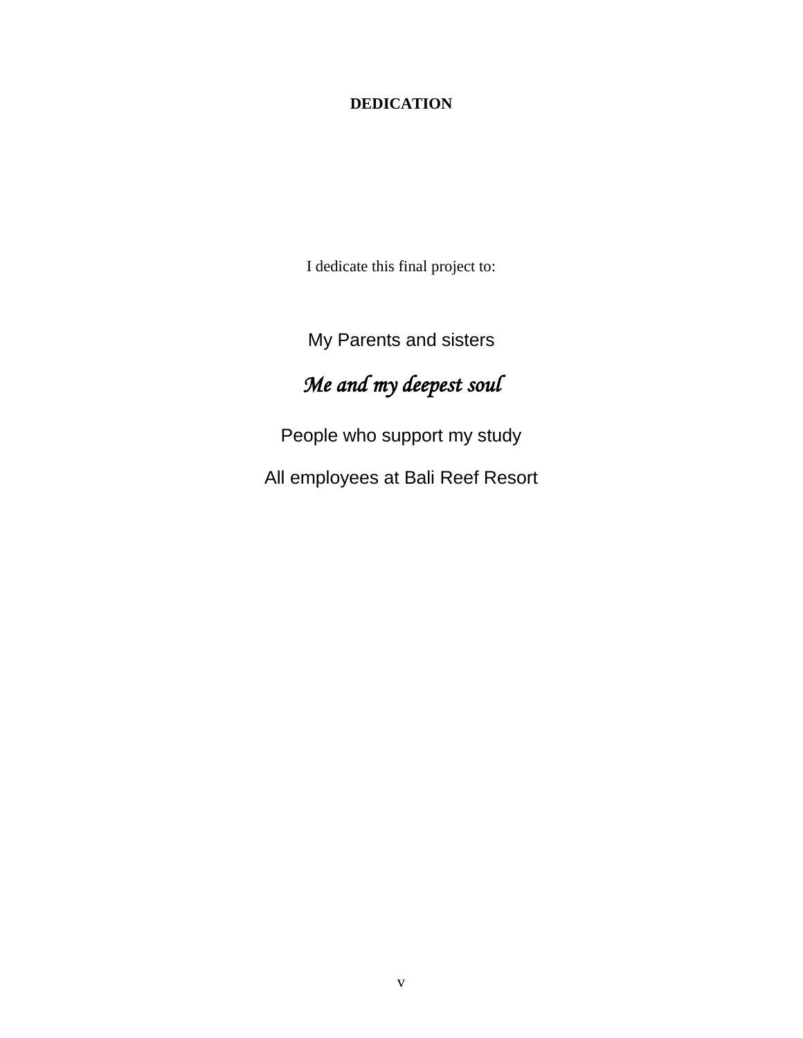# DEDICATION

I dedicate this final project to:

My Parents and sisters

***Me and my deepest soul***

People who support my study

All employees at Bali Reef Resort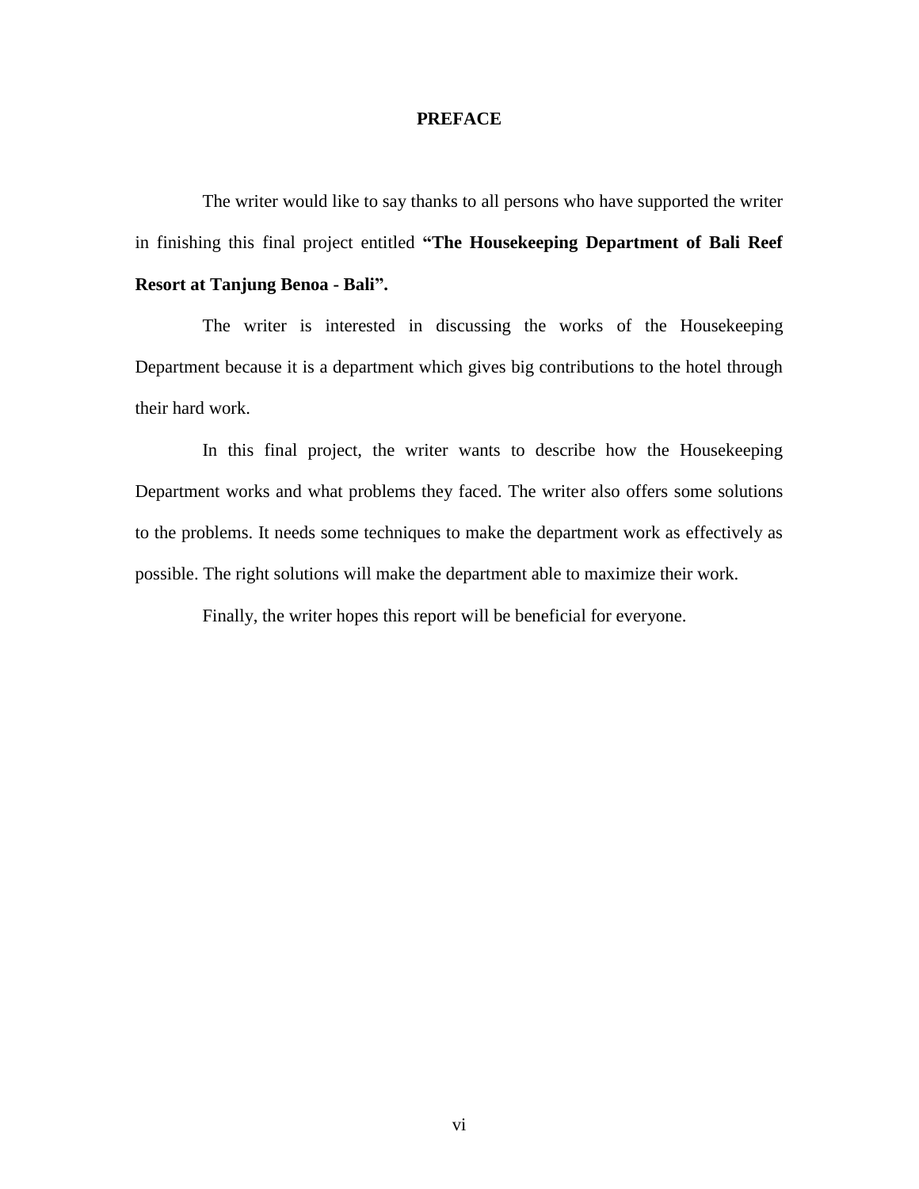# PREFACE

The writer would like to say thanks to all persons who have supported the writer in finishing this final project entitled **"The Housekeeping Department of Bali Reef Resort at Tanjung Benoa - Bali".**

The writer is interested in discussing the works of the Housekeeping Department because it is a department which gives big contributions to the hotel through their hard work.

In this final project, the writer wants to describe how the Housekeeping Department works and what problems they faced. The writer also offers some solutions to the problems. It needs some techniques to make the department work as effectively as possible. The right solutions will make the department able to maximize their work.

Finally, the writer hopes this report will be beneficial for everyone.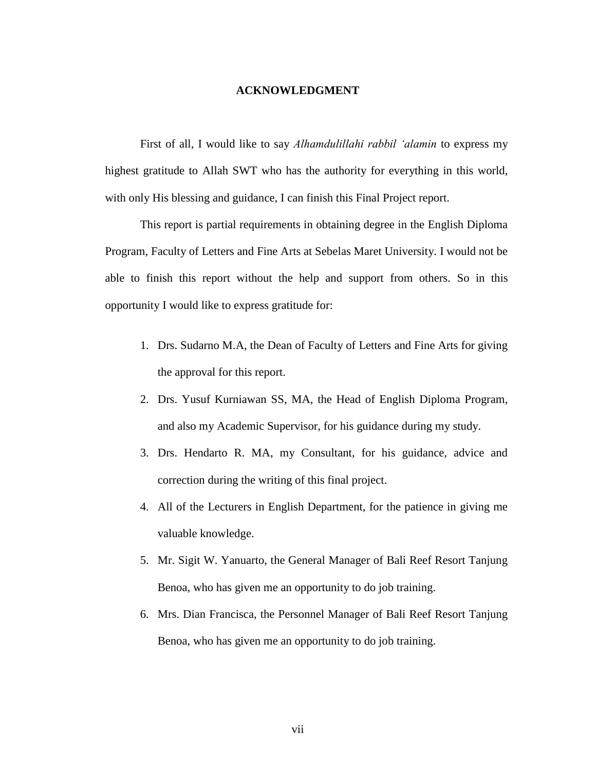# ACKNOWLEDGMENT

First of all, I would like to say *Alhamdulillahi rabbil 'alamin* to express my highest gratitude to Allah SWT who has the authority for everything in this world, with only His blessing and guidance, I can finish this Final Project report.

This report is partial requirements in obtaining degree in the English Diploma Program, Faculty of Letters and Fine Arts at Sebelas Maret University. I would not be able to finish this report without the help and support from others. So in this opportunity I would like to express gratitude for:

1. Drs. Sudarno M.A, the Dean of Faculty of Letters and Fine Arts for giving the approval for this report.
2. Drs. Yusuf Kurniawan SS, MA, the Head of English Diploma Program, and also my Academic Supervisor, for his guidance during my study.
3. Drs. Hendarto R. MA, my Consultant, for his guidance, advice and correction during the writing of this final project.
4. All of the Lecturers in English Department, for the patience in giving me valuable knowledge.
5. Mr. Sigit W. Yanuarto, the General Manager of Bali Reef Resort Tanjung Benoa, who has given me an opportunity to do job training.
6. Mrs. Dian Francisca, the Personnel Manager of Bali Reef Resort Tanjung Benoa, who has given me an opportunity to do job training.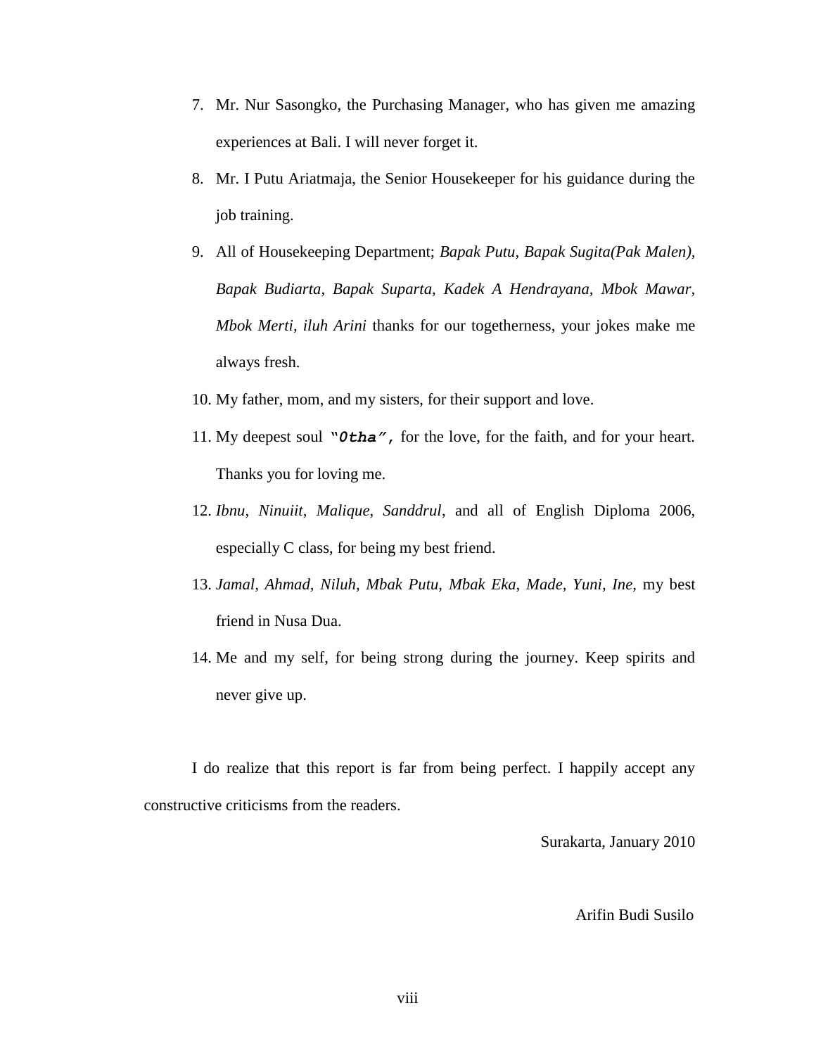7. Mr. Nur Sasongko, the Purchasing Manager, who has given me amazing experiences at Bali. I will never forget it.
8. Mr. I Putu Ariatmaja, the Senior Housekeeper for his guidance during the job training.
9. All of Housekeeping Department; *Bapak Putu, Bapak Sugita(Pak Malen), Bapak Budiarta, Bapak Suparta, Kadek A Hendrayana, Mbok Mawar, Mbok Merti, iluh Arini* thanks for our togetherness, your jokes make me always fresh.
10. My father, mom, and my sisters, for their support and love.
11. My deepest soul ***"Otha",*** for the love, for the faith, and for your heart. Thanks you for loving me.
12. *Ibnu, Ninuiit, Malique, Sanddrul*, and all of English Diploma 2006, especially C class, for being my best friend.
13. *Jamal, Ahmad, Niluh, Mbak Putu, Mbak Eka, Made, Yuni, Ine*, my best friend in Nusa Dua.
14. Me and my self, for being strong during the journey. Keep spirits and never give up.

I do realize that this report is far from being perfect. I happily accept any constructive criticisms from the readers.

Surakarta, January 2010

Arifin Budi Susilo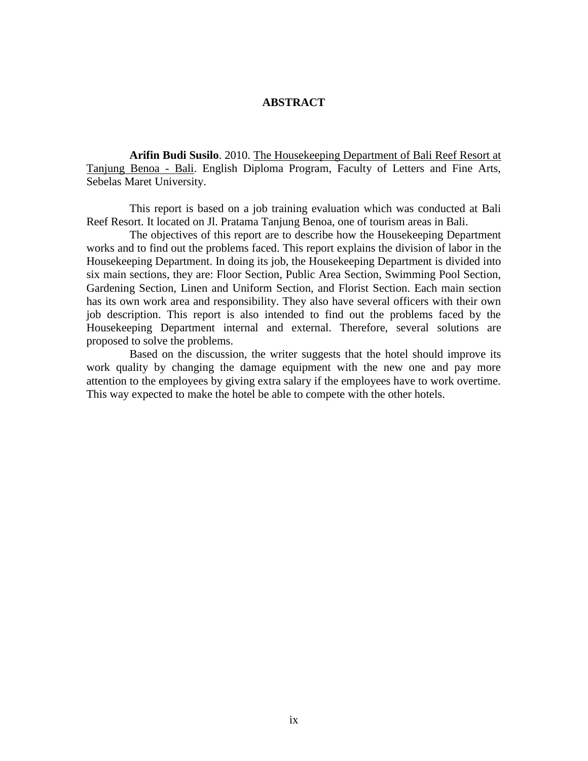# ABSTRACT

**Arifin Budi Susilo**. 2010. The Housekeeping Department of Bali Reef Resort at Tanjung Benoa - Bali. English Diploma Program, Faculty of Letters and Fine Arts, Sebelas Maret University.

This report is based on a job training evaluation which was conducted at Bali Reef Resort. It located on Jl. Pratama Tanjung Benoa, one of tourism areas in Bali.

The objectives of this report are to describe how the Housekeeping Department works and to find out the problems faced. This report explains the division of labor in the Housekeeping Department. In doing its job, the Housekeeping Department is divided into six main sections, they are: Floor Section, Public Area Section, Swimming Pool Section, Gardening Section, Linen and Uniform Section, and Florist Section. Each main section has its own work area and responsibility. They also have several officers with their own job description. This report is also intended to find out the problems faced by the Housekeeping Department internal and external. Therefore, several solutions are proposed to solve the problems.

Based on the discussion, the writer suggests that the hotel should improve its work quality by changing the damage equipment with the new one and pay more attention to the employees by giving extra salary if the employees have to work overtime. This way expected to make the hotel be able to compete with the other hotels.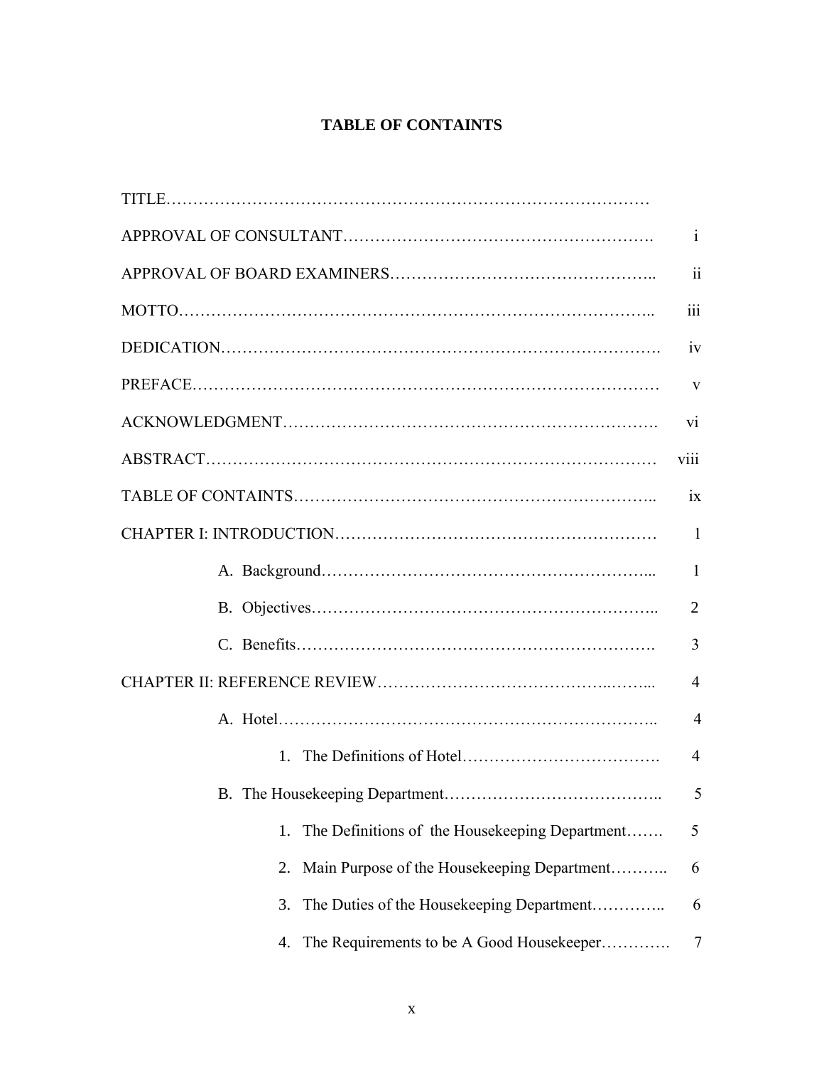# TABLE OF CONTAINTS

| | |
|---|---|
| TITLE……………………………………………………………………………… | |
| APPROVAL OF CONSULTANT………………………………………………. | i |
| APPROVAL OF BOARD EXAMINERS……………………………………….. | ii |
| MOTTO………………………………………………………………………….. | iii |
| DEDICATION……………………………………………………………………. | iv |
| PREFACE………………………………………………………………………… | v |
| ACKNOWLEDGMENT…………………………………………………………. | vi |
| ABSTRACT……………………………………………………………………… | viii |
| TABLE OF CONTAINTS……………………………………………………….. | ix |
| CHAPTER I: INTRODUCTION………………………………………………… | 1 |
| A. Background…………………………………………………... | 1 |
| B. Objectives…………………………………………………….. | 2 |
| C. Benefits………………………………………………………. | 3 |
| CHAPTER II: REFERENCE REVIEW…………………………………..……... | 4 |
| A. Hotel………………………………………………………….. | 4 |
| 1. The Definitions of Hotel………………………………. | 4 |
| B. The Housekeeping Department………………………………….. | 5 |
| 1. The Definitions of the Housekeeping Department……. | 5 |
| 2. Main Purpose of the Housekeeping Department……….. | 6 |
| 3. The Duties of the Housekeeping Department………….. | 6 |
| 4. The Requirements to be A Good Housekeeper…………. | 7 |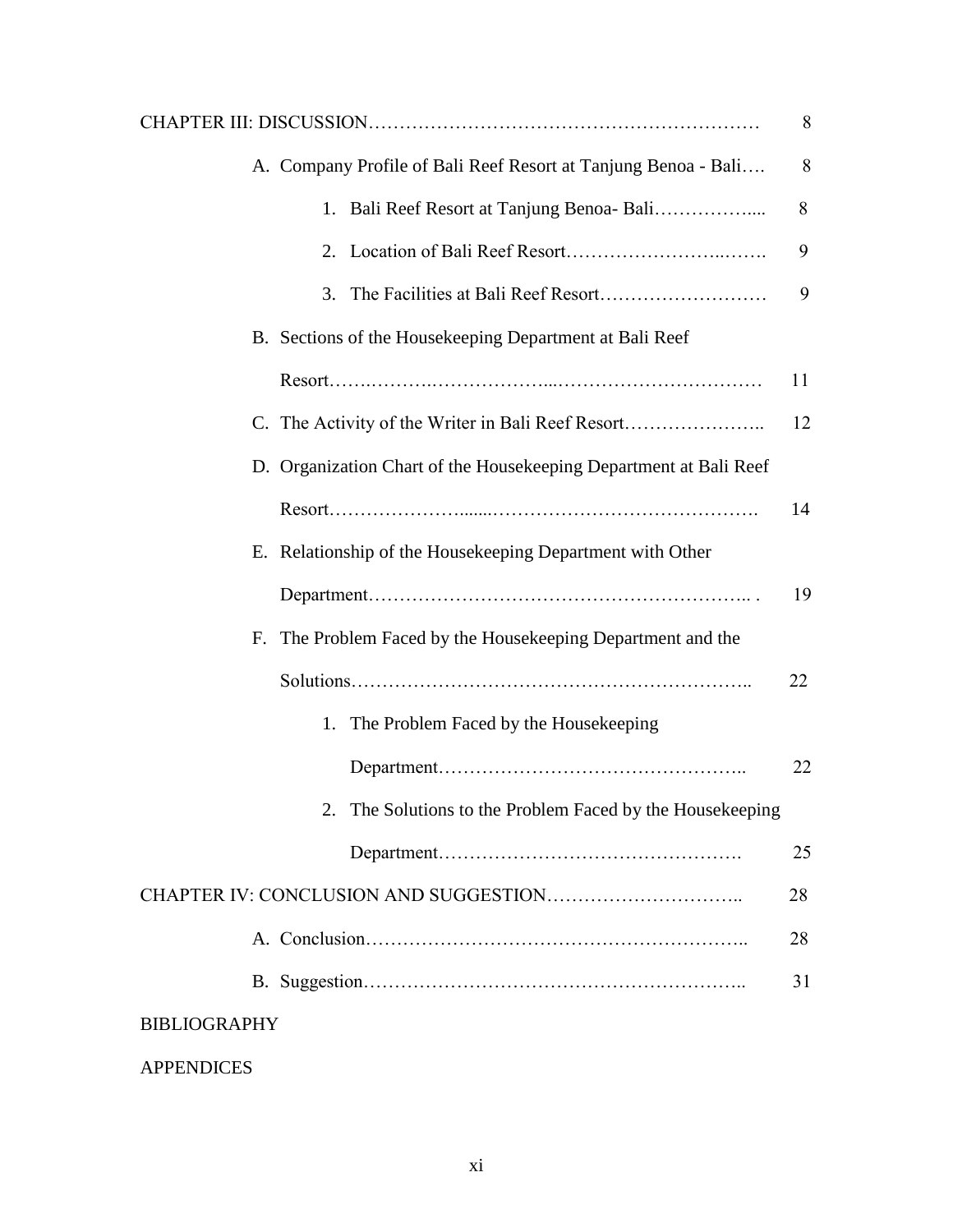CHAPTER III: DISCUSSION ........................................................ 8

- A. Company Profile of Bali Reef Resort at Tanjung Benoa - Bali .... 8
  1. Bali Reef Resort at Tanjung Benoa- Bali .................... 8
  2. Location of Bali Reef Resort .............................. 9
  3. The Facilities at Bali Reef Resort ........................ 9
- B. Sections of the Housekeeping Department at Bali Reef Resort ........................................................ 11
- C. The Activity of the Writer in Bali Reef Resort ........................ 12
- D. Organization Chart of the Housekeeping Department at Bali Reef Resort ........................................................ 14
- E. Relationship of the Housekeeping Department with Other Department ........................................................ 19
- F. The Problem Faced by the Housekeeping Department and the Solutions ........................................................ 22
  1. The Problem Faced by the Housekeeping Department ........................................ 22
  2. The Solutions to the Problem Faced by the Housekeeping Department ........................................ 25

CHAPTER IV: CONCLUSION AND SUGGESTION .............................. 28

- A. Conclusion ........................................................ 28
- B. Suggestion ........................................................ 31

BIBLIOGRAPHY

APPENDICES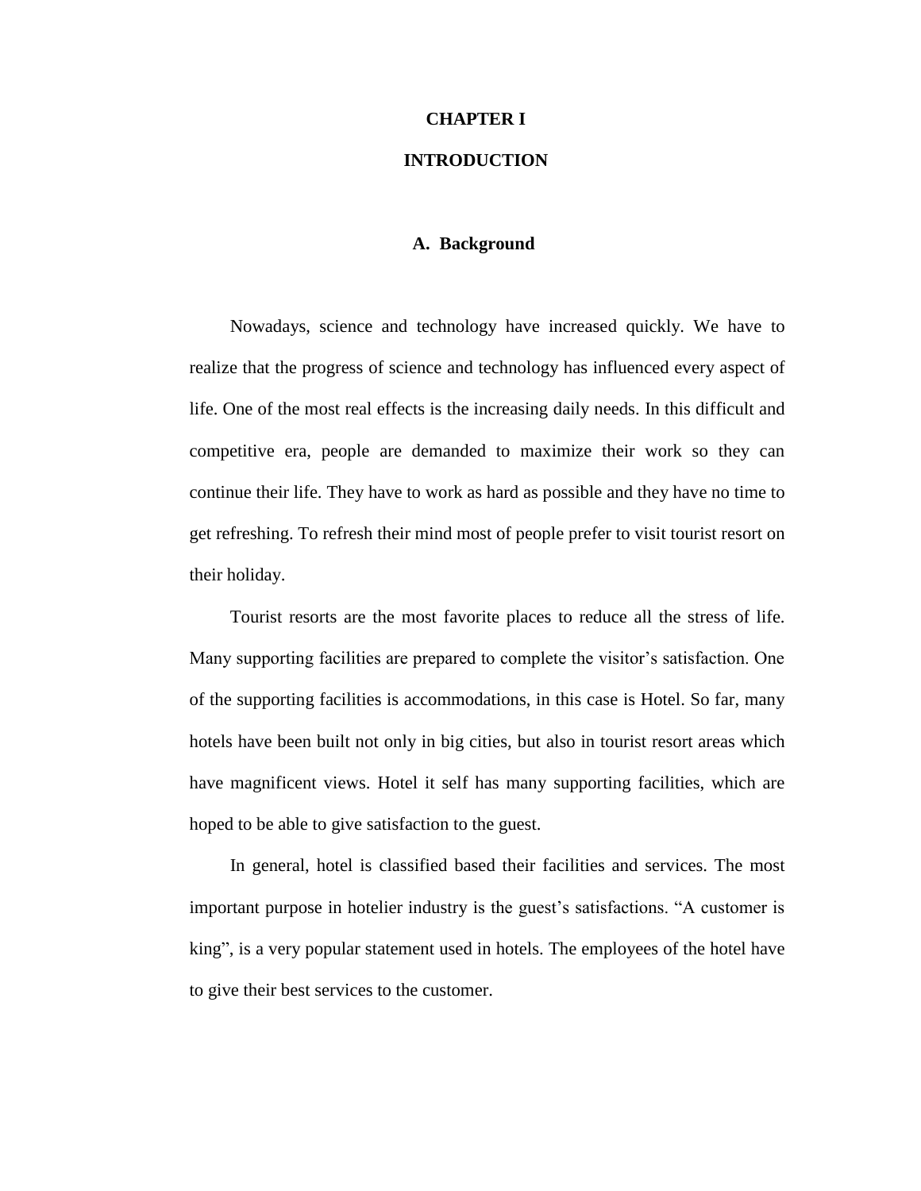# CHAPTER I

# INTRODUCTION

## A. Background

Nowadays, science and technology have increased quickly. We have to realize that the progress of science and technology has influenced every aspect of life. One of the most real effects is the increasing daily needs. In this difficult and competitive era, people are demanded to maximize their work so they can continue their life. They have to work as hard as possible and they have no time to get refreshing. To refresh their mind most of people prefer to visit tourist resort on their holiday.

Tourist resorts are the most favorite places to reduce all the stress of life. Many supporting facilities are prepared to complete the visitor's satisfaction. One of the supporting facilities is accommodations, in this case is Hotel. So far, many hotels have been built not only in big cities, but also in tourist resort areas which have magnificent views. Hotel it self has many supporting facilities, which are hoped to be able to give satisfaction to the guest.

In general, hotel is classified based their facilities and services. The most important purpose in hotelier industry is the guest's satisfactions. "A customer is king", is a very popular statement used in hotels. The employees of the hotel have to give their best services to the customer.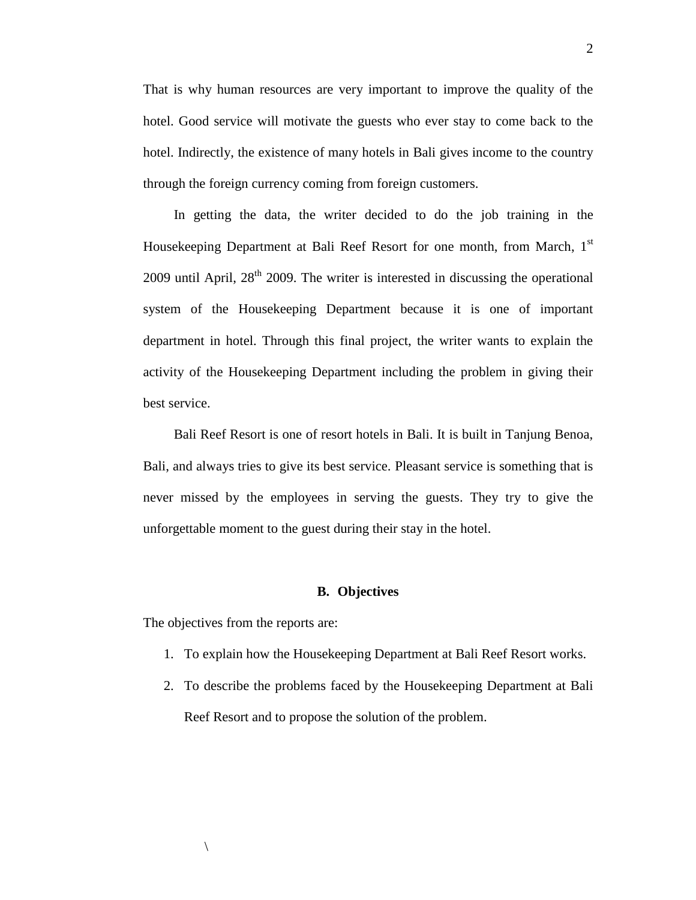That is why human resources are very important to improve the quality of the hotel. Good service will motivate the guests who ever stay to come back to the hotel. Indirectly, the existence of many hotels in Bali gives income to the country through the foreign currency coming from foreign customers.

In getting the data, the writer decided to do the job training in the Housekeeping Department at Bali Reef Resort for one month, from March, 1st 2009 until April, 28th 2009. The writer is interested in discussing the operational system of the Housekeeping Department because it is one of important department in hotel. Through this final project, the writer wants to explain the activity of the Housekeeping Department including the problem in giving their best service.

Bali Reef Resort is one of resort hotels in Bali. It is built in Tanjung Benoa, Bali, and always tries to give its best service. Pleasant service is something that is never missed by the employees in serving the guests. They try to give the unforgettable moment to the guest during their stay in the hotel.

## B. Objectives

The objectives from the reports are:

1. To explain how the Housekeeping Department at Bali Reef Resort works.
2. To describe the problems faced by the Housekeeping Department at Bali Reef Resort and to propose the solution of the problem.

\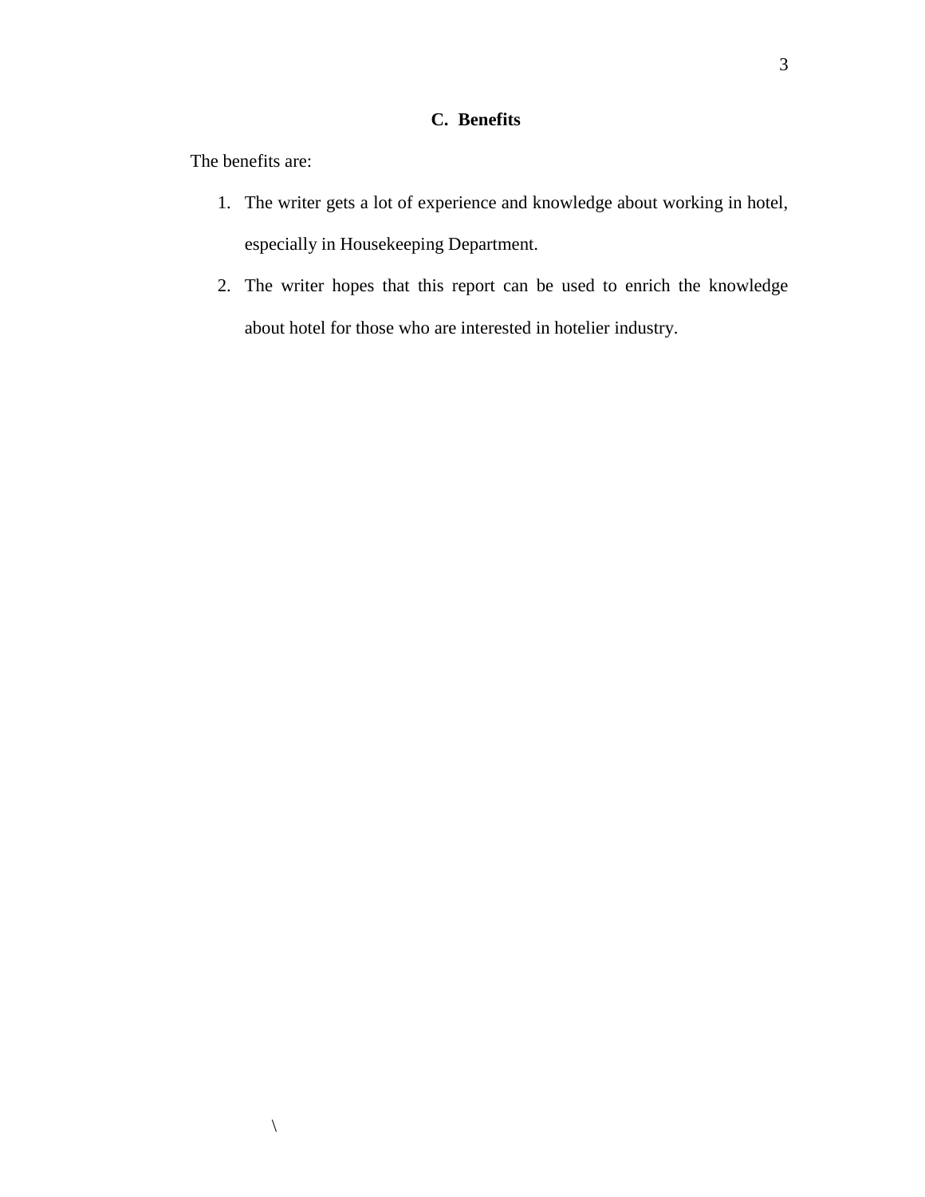## C. Benefits

The benefits are:

1. The writer gets a lot of experience and knowledge about working in hotel, especially in Housekeeping Department.
2. The writer hopes that this report can be used to enrich the knowledge about hotel for those who are interested in hotelier industry.

\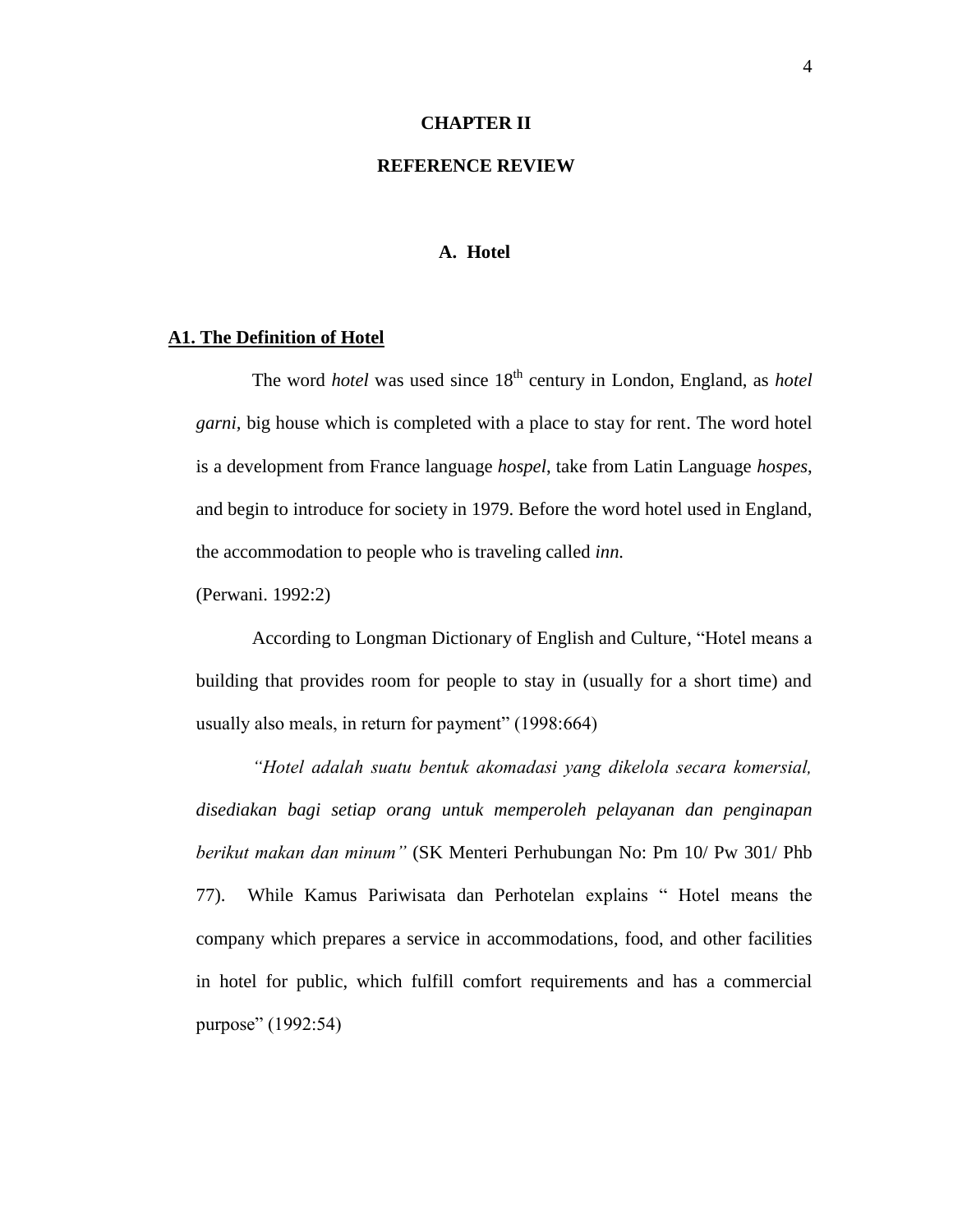# CHAPTER II

# REFERENCE REVIEW

## A. Hotel

### A1. The Definition of Hotel

The word *hotel* was used since $18^{th}$ century in London, England, as *hotel garni*, big house which is completed with a place to stay for rent. The word hotel is a development from France language *hospel*, take from Latin Language *hospes*, and begin to introduce for society in 1979. Before the word hotel used in England, the accommodation to people who is traveling called *inn.*

(Perwani. 1992:2)

According to Longman Dictionary of English and Culture, "Hotel means a building that provides room for people to stay in (usually for a short time) and usually also meals, in return for payment" (1998:664)

*"Hotel adalah suatu bentuk akomadasi yang dikelola secara komersial, disediakan bagi setiap orang untuk memperoleh pelayanan dan penginapan berikut makan dan minum"* (SK Menteri Perhubungan No: Pm 10/ Pw 301/ Phb 77). While Kamus Pariwisata dan Perhotelan explains " Hotel means the company which prepares a service in accommodations, food, and other facilities in hotel for public, which fulfill comfort requirements and has a commercial purpose" (1992:54)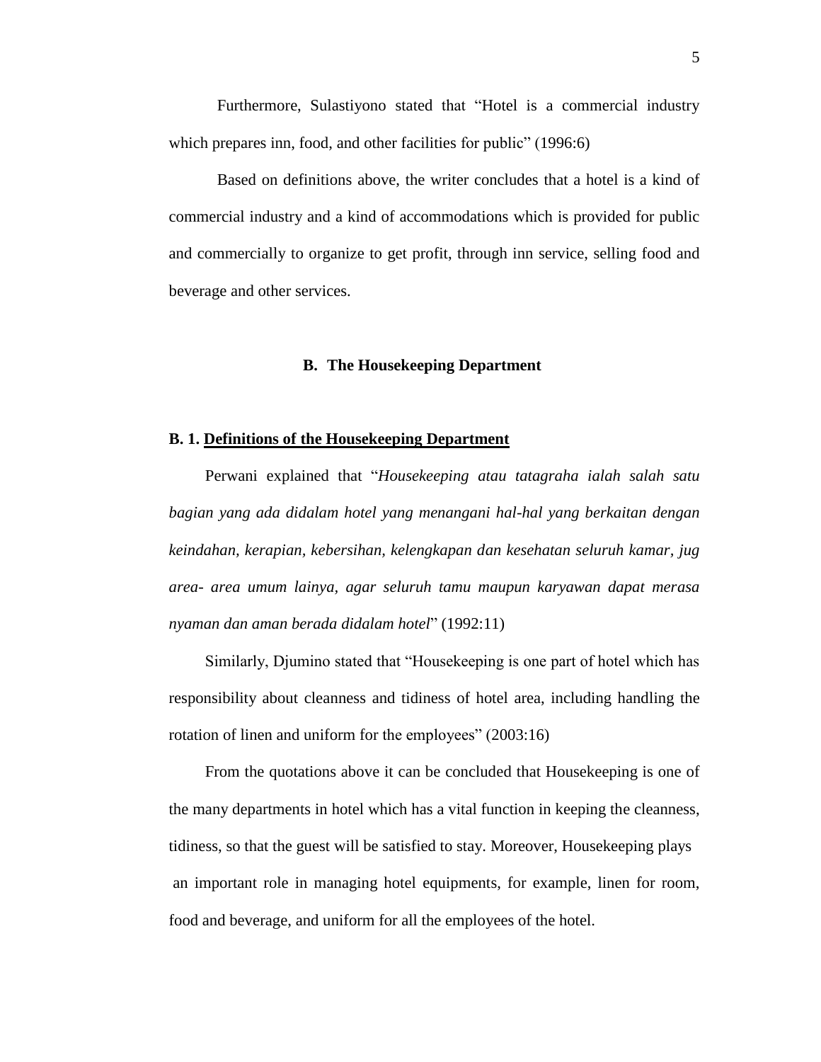Furthermore, Sulastiyono stated that “Hotel is a commercial industry which prepares inn, food, and other facilities for public” (1996:6)

Based on definitions above, the writer concludes that a hotel is a kind of commercial industry and a kind of accommodations which is provided for public and commercially to organize to get profit, through inn service, selling food and beverage and other services.

## B. The Housekeeping Department

### B. 1. Definitions of the Housekeeping Department

Perwani explained that “*Housekeeping atau tatagraha ialah salah satu bagian yang ada didalam hotel yang menangani hal-hal yang berkaitan dengan keindahan, kerapian, kebersihan, kelengkapan dan kesehatan seluruh kamar, jug area- area umum lainya, agar seluruh tamu maupun karyawan dapat merasa nyaman dan aman berada didalam hotel*” (1992:11)

Similarly, Djumino stated that “Housekeeping is one part of hotel which has responsibility about cleanness and tidiness of hotel area, including handling the rotation of linen and uniform for the employees” (2003:16)

From the quotations above it can be concluded that Housekeeping is one of the many departments in hotel which has a vital function in keeping the cleanness, tidiness, so that the guest will be satisfied to stay. Moreover, Housekeeping plays an important role in managing hotel equipments, for example, linen for room, food and beverage, and uniform for all the employees of the hotel.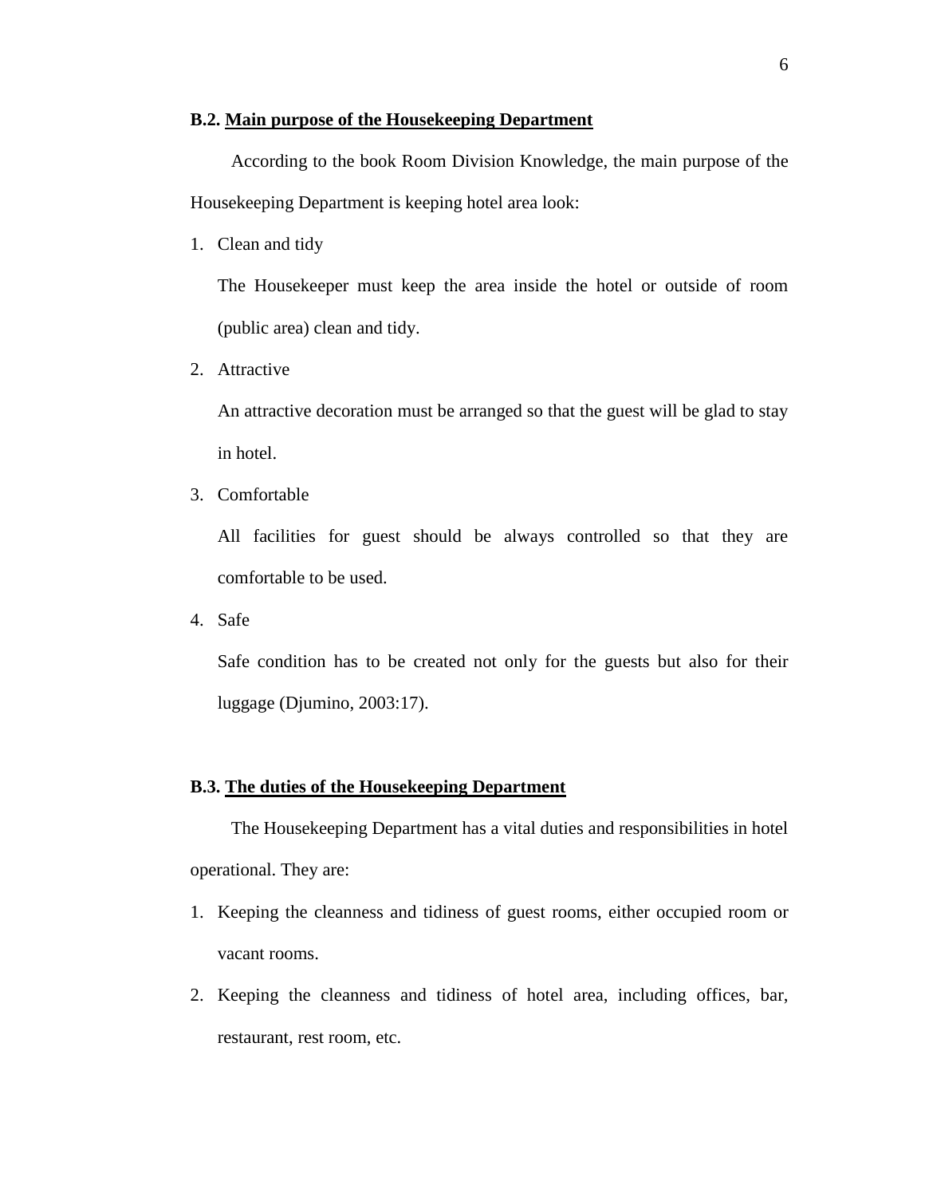### B.2. <u>Main purpose of the Housekeeping Department</u>

According to the book Room Division Knowledge, the main purpose of the Housekeeping Department is keeping hotel area look:

1. Clean and tidy

   The Housekeeper must keep the area inside the hotel or outside of room (public area) clean and tidy.

2. Attractive

   An attractive decoration must be arranged so that the guest will be glad to stay in hotel.

3. Comfortable

   All facilities for guest should be always controlled so that they are comfortable to be used.

4. Safe

   Safe condition has to be created not only for the guests but also for their luggage (Djumino, 2003:17).

### B.3. <u>The duties of the Housekeeping Department</u>

The Housekeeping Department has a vital duties and responsibilities in hotel operational. They are:

1. Keeping the cleanness and tidiness of guest rooms, either occupied room or vacant rooms.
2. Keeping the cleanness and tidiness of hotel area, including offices, bar, restaurant, rest room, etc.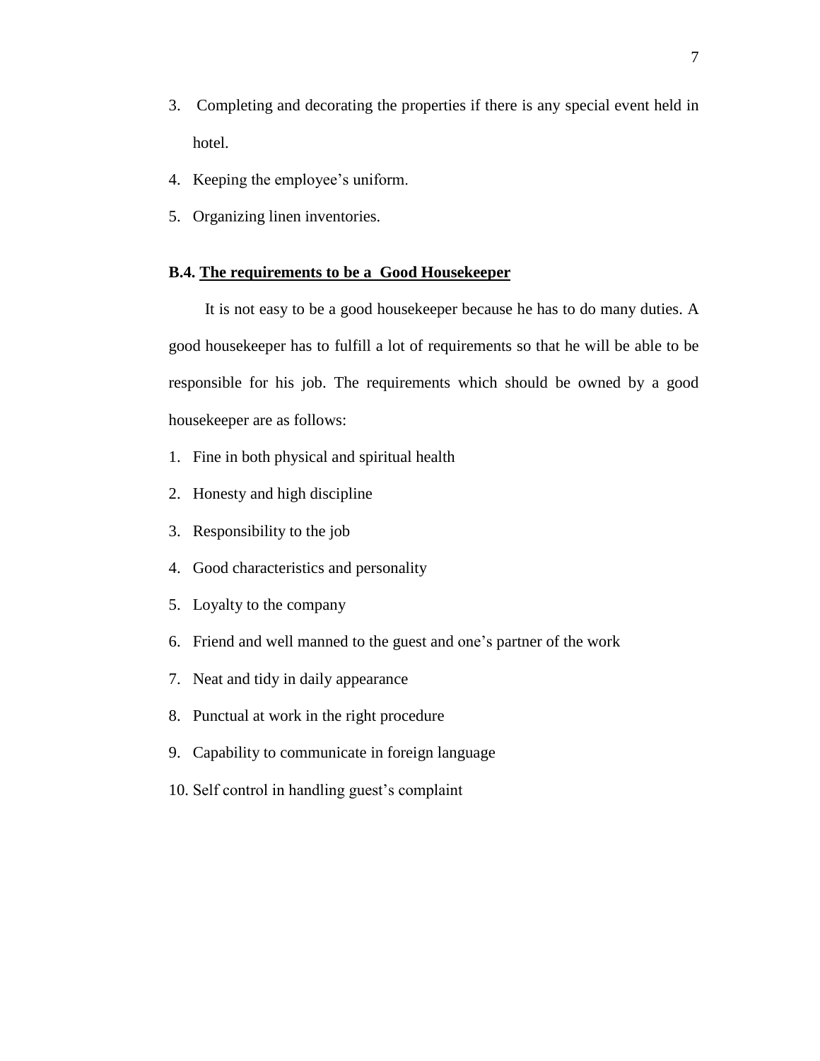3. Completing and decorating the properties if there is any special event held in hotel.
4. Keeping the employee's uniform.
5. Organizing linen inventories.

### B.4. <u>The requirements to be a Good Housekeeper</u>

It is not easy to be a good housekeeper because he has to do many duties. A good housekeeper has to fulfill a lot of requirements so that he will be able to be responsible for his job. The requirements which should be owned by a good housekeeper are as follows:

1. Fine in both physical and spiritual health
2. Honesty and high discipline
3. Responsibility to the job
4. Good characteristics and personality
5. Loyalty to the company
6. Friend and well manned to the guest and one's partner of the work
7. Neat and tidy in daily appearance
8. Punctual at work in the right procedure
9. Capability to communicate in foreign language
10. Self control in handling guest's complaint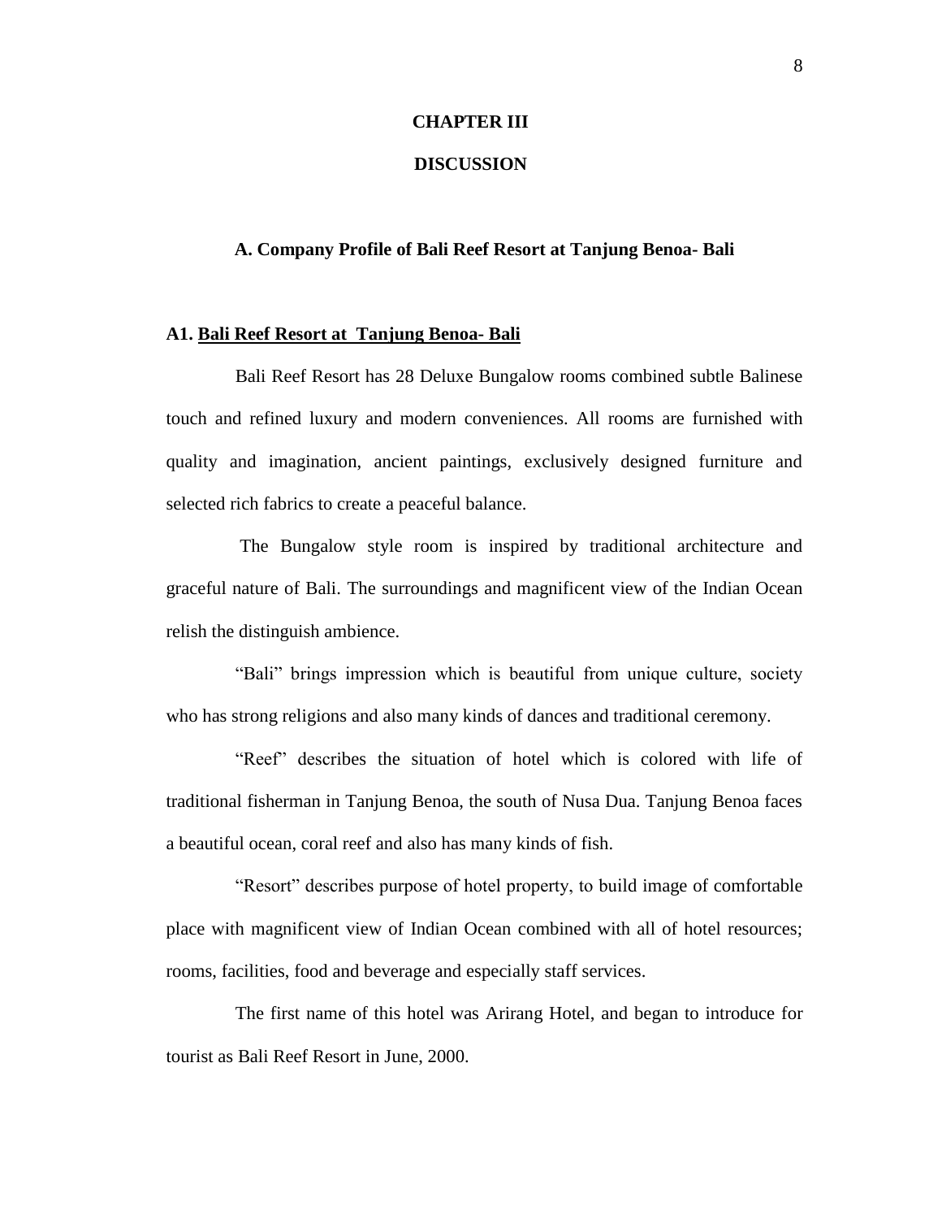# CHAPTER III

# DISCUSSION

## A. Company Profile of Bali Reef Resort at Tanjung Benoa- Bali

### A1. <u>Bali Reef Resort at Tanjung Benoa- Bali</u>

Bali Reef Resort has 28 Deluxe Bungalow rooms combined subtle Balinese touch and refined luxury and modern conveniences. All rooms are furnished with quality and imagination, ancient paintings, exclusively designed furniture and selected rich fabrics to create a peaceful balance.

The Bungalow style room is inspired by traditional architecture and graceful nature of Bali. The surroundings and magnificent view of the Indian Ocean relish the distinguish ambience.

"Bali" brings impression which is beautiful from unique culture, society who has strong religions and also many kinds of dances and traditional ceremony.

"Reef" describes the situation of hotel which is colored with life of traditional fisherman in Tanjung Benoa, the south of Nusa Dua. Tanjung Benoa faces a beautiful ocean, coral reef and also has many kinds of fish.

"Resort" describes purpose of hotel property, to build image of comfortable place with magnificent view of Indian Ocean combined with all of hotel resources; rooms, facilities, food and beverage and especially staff services.

The first name of this hotel was Arirang Hotel, and began to introduce for tourist as Bali Reef Resort in June, 2000.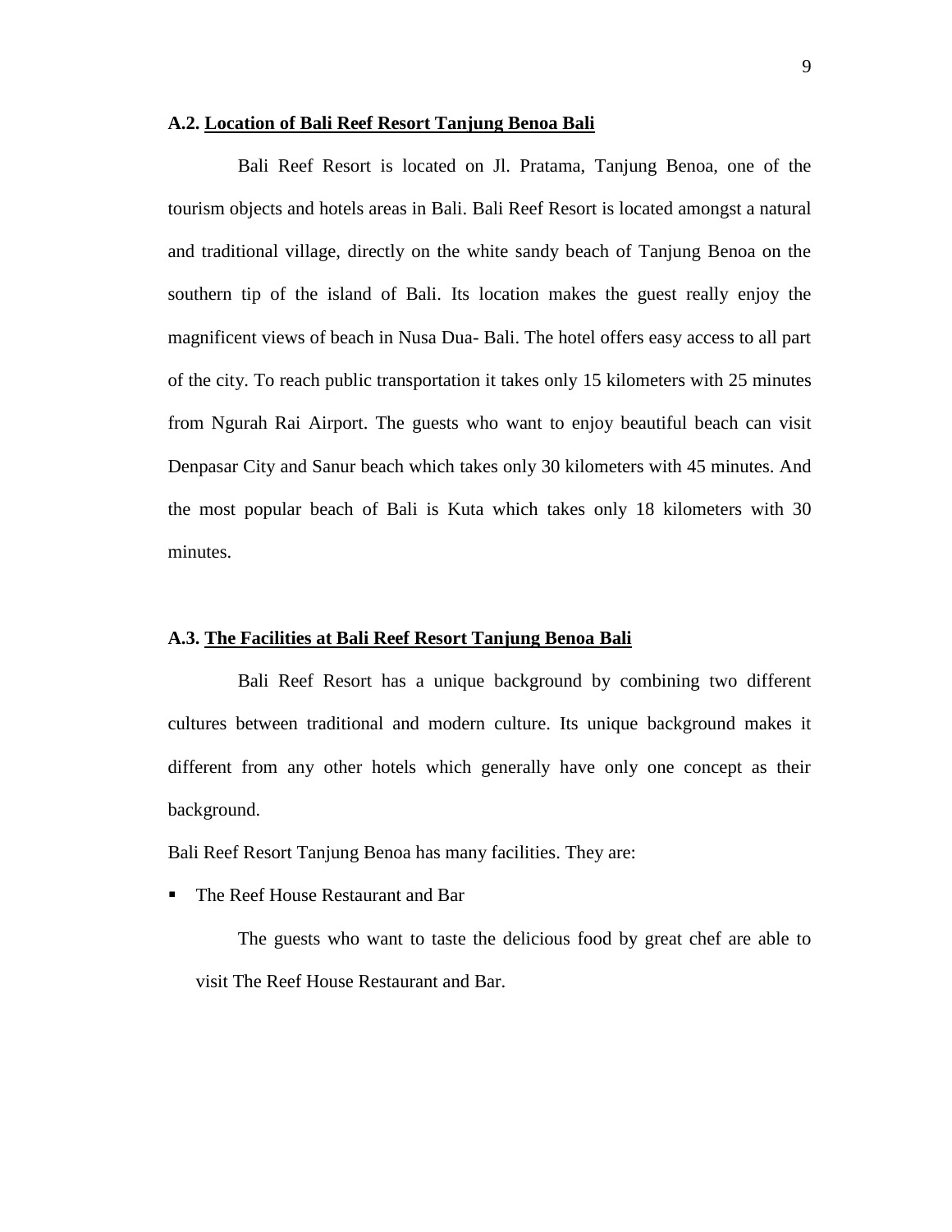### A.2. <u>Location of Bali Reef Resort Tanjung Benoa Bali</u>

Bali Reef Resort is located on Jl. Pratama, Tanjung Benoa, one of the tourism objects and hotels areas in Bali. Bali Reef Resort is located amongst a natural and traditional village, directly on the white sandy beach of Tanjung Benoa on the southern tip of the island of Bali. Its location makes the guest really enjoy the magnificent views of beach in Nusa Dua- Bali. The hotel offers easy access to all part of the city. To reach public transportation it takes only 15 kilometers with 25 minutes from Ngurah Rai Airport. The guests who want to enjoy beautiful beach can visit Denpasar City and Sanur beach which takes only 30 kilometers with 45 minutes. And the most popular beach of Bali is Kuta which takes only 18 kilometers with 30 minutes.

### A.3. <u>The Facilities at Bali Reef Resort Tanjung Benoa Bali</u>

Bali Reef Resort has a unique background by combining two different cultures between traditional and modern culture. Its unique background makes it different from any other hotels which generally have only one concept as their background.

Bali Reef Resort Tanjung Benoa has many facilities. They are:

- The Reef House Restaurant and Bar

  The guests who want to taste the delicious food by great chef are able to visit The Reef House Restaurant and Bar.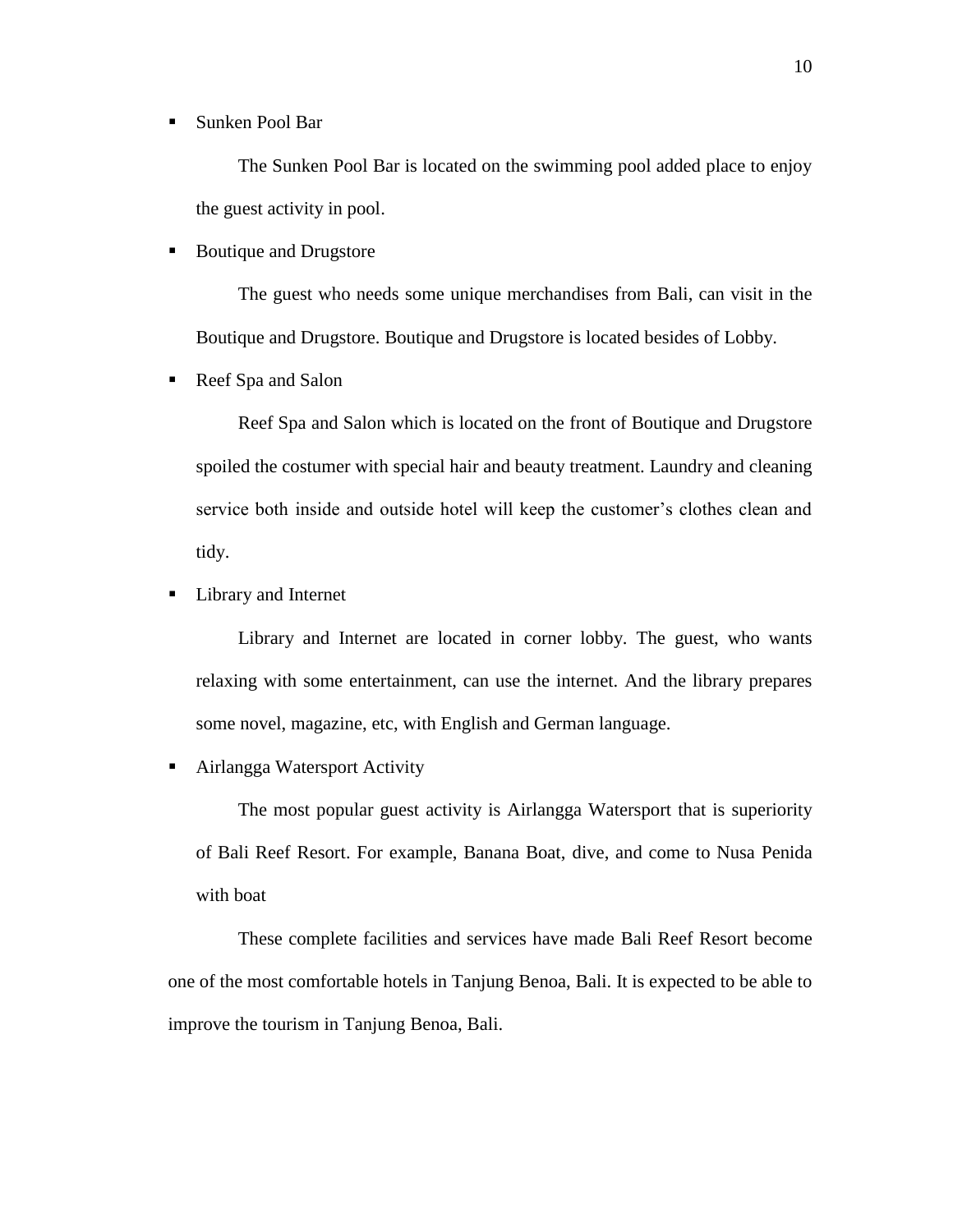- Sunken Pool Bar

  The Sunken Pool Bar is located on the swimming pool added place to enjoy the guest activity in pool.

- Boutique and Drugstore

  The guest who needs some unique merchandises from Bali, can visit in the Boutique and Drugstore. Boutique and Drugstore is located besides of Lobby.

- Reef Spa and Salon

  Reef Spa and Salon which is located on the front of Boutique and Drugstore spoiled the costumer with special hair and beauty treatment. Laundry and cleaning service both inside and outside hotel will keep the customer's clothes clean and tidy.

- Library and Internet

  Library and Internet are located in corner lobby. The guest, who wants relaxing with some entertainment, can use the internet. And the library prepares some novel, magazine, etc, with English and German language.

- Airlangga Watersport Activity

  The most popular guest activity is Airlangga Watersport that is superiority of Bali Reef Resort. For example, Banana Boat, dive, and come to Nusa Penida with boat

These complete facilities and services have made Bali Reef Resort become one of the most comfortable hotels in Tanjung Benoa, Bali. It is expected to be able to improve the tourism in Tanjung Benoa, Bali.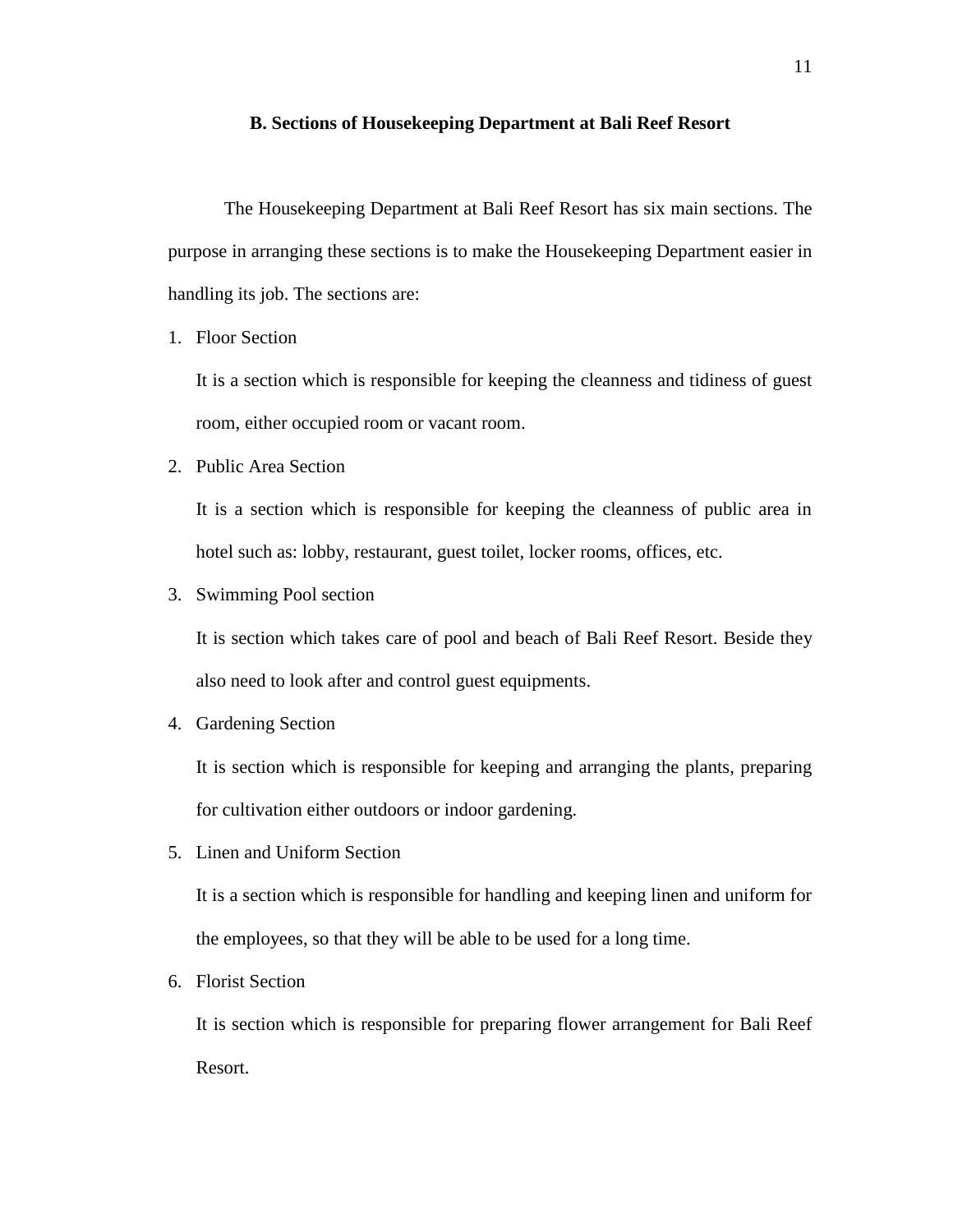## B. Sections of Housekeeping Department at Bali Reef Resort

The Housekeeping Department at Bali Reef Resort has six main sections. The purpose in arranging these sections is to make the Housekeeping Department easier in handling its job. The sections are:

1. Floor Section

   It is a section which is responsible for keeping the cleanness and tidiness of guest room, either occupied room or vacant room.

2. Public Area Section

   It is a section which is responsible for keeping the cleanness of public area in hotel such as: lobby, restaurant, guest toilet, locker rooms, offices, etc.

3. Swimming Pool section

   It is section which takes care of pool and beach of Bali Reef Resort. Beside they also need to look after and control guest equipments.

4. Gardening Section

   It is section which is responsible for keeping and arranging the plants, preparing for cultivation either outdoors or indoor gardening.

5. Linen and Uniform Section

   It is a section which is responsible for handling and keeping linen and uniform for the employees, so that they will be able to be used for a long time.

6. Florist Section

   It is section which is responsible for preparing flower arrangement for Bali Reef Resort.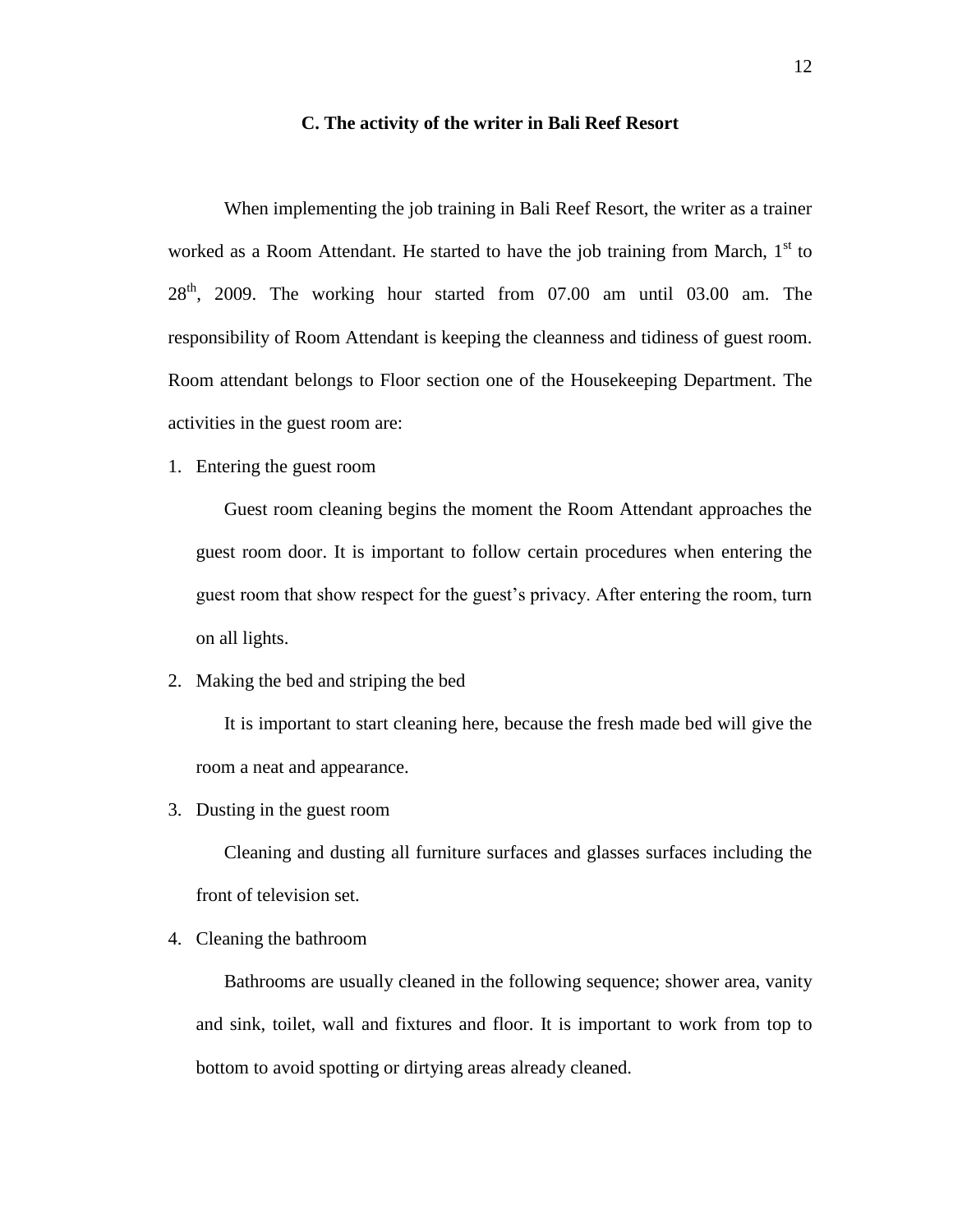### C. The activity of the writer in Bali Reef Resort

When implementing the job training in Bali Reef Resort, the writer as a trainer worked as a Room Attendant. He started to have the job training from March, 1st to 28th, 2009. The working hour started from 07.00 am until 03.00 am. The responsibility of Room Attendant is keeping the cleanness and tidiness of guest room. Room attendant belongs to Floor section one of the Housekeeping Department. The activities in the guest room are:

1. Entering the guest room

   Guest room cleaning begins the moment the Room Attendant approaches the guest room door. It is important to follow certain procedures when entering the guest room that show respect for the guest's privacy. After entering the room, turn on all lights.

2. Making the bed and striping the bed

   It is important to start cleaning here, because the fresh made bed will give the room a neat and appearance.

3. Dusting in the guest room

   Cleaning and dusting all furniture surfaces and glasses surfaces including the front of television set.

4. Cleaning the bathroom

   Bathrooms are usually cleaned in the following sequence; shower area, vanity and sink, toilet, wall and fixtures and floor. It is important to work from top to bottom to avoid spotting or dirtying areas already cleaned.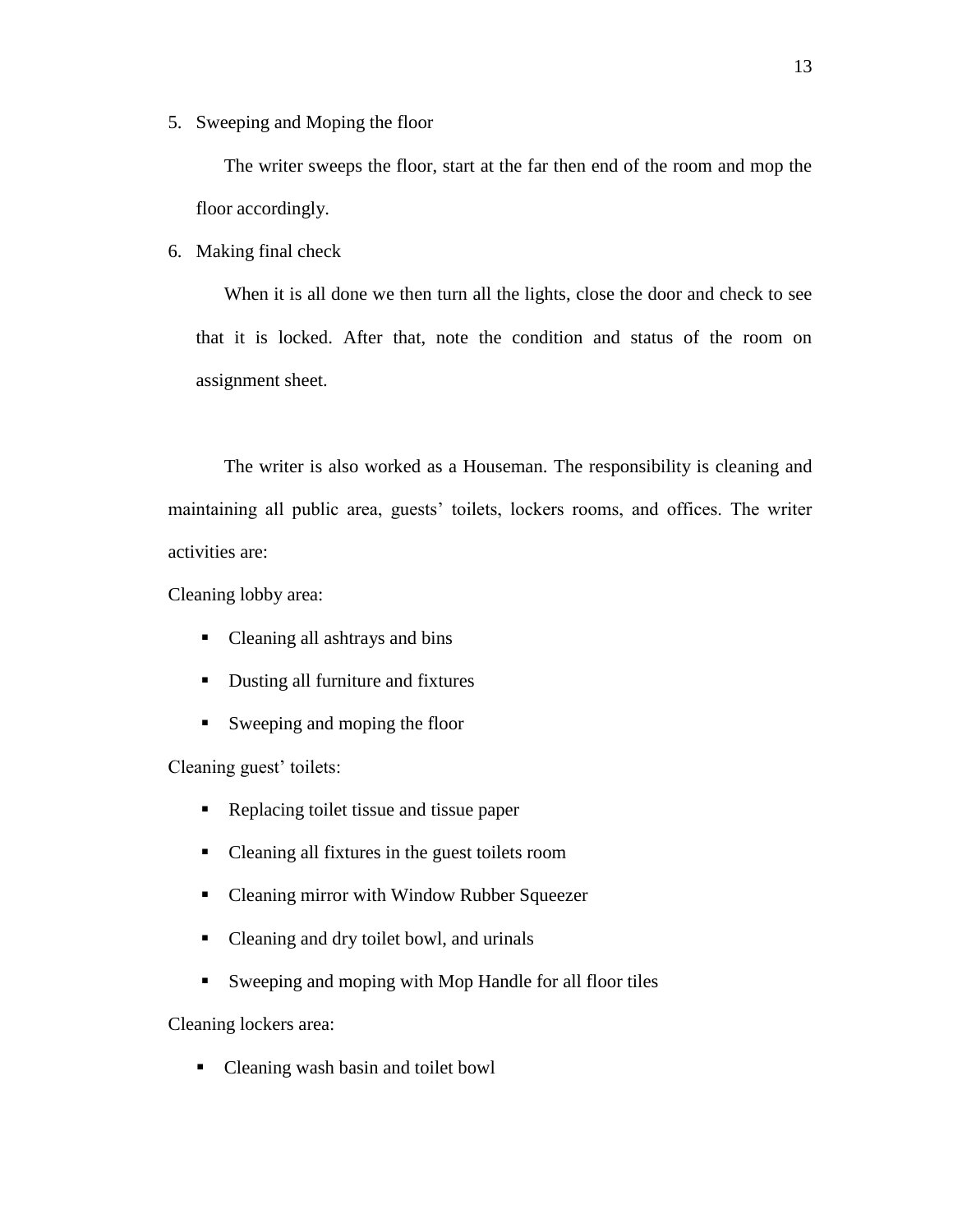5. Sweeping and Moping the floor

    The writer sweeps the floor, start at the far then end of the room and mop the floor accordingly.

6. Making final check

    When it is all done we then turn all the lights, close the door and check to see that it is locked. After that, note the condition and status of the room on assignment sheet.

The writer is also worked as a Houseman. The responsibility is cleaning and maintaining all public area, guests' toilets, lockers rooms, and offices. The writer activities are:

Cleaning lobby area:

- Cleaning all ashtrays and bins
- Dusting all furniture and fixtures
- Sweeping and moping the floor

Cleaning guest' toilets:

- Replacing toilet tissue and tissue paper
- Cleaning all fixtures in the guest toilets room
- Cleaning mirror with Window Rubber Squeezer
- Cleaning and dry toilet bowl, and urinals
- Sweeping and moping with Mop Handle for all floor tiles

Cleaning lockers area:

- Cleaning wash basin and toilet bowl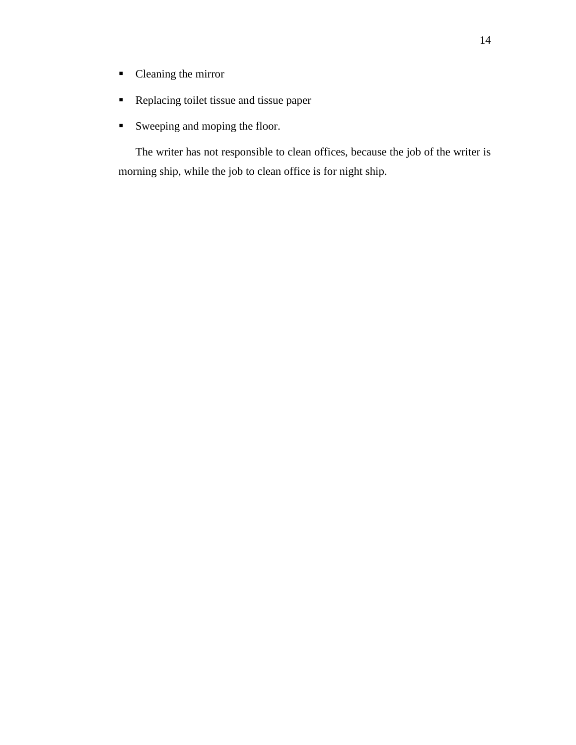- Cleaning the mirror
- Replacing toilet tissue and tissue paper
- Sweeping and moping the floor.

The writer has not responsible to clean offices, because the job of the writer is morning ship, while the job to clean office is for night ship.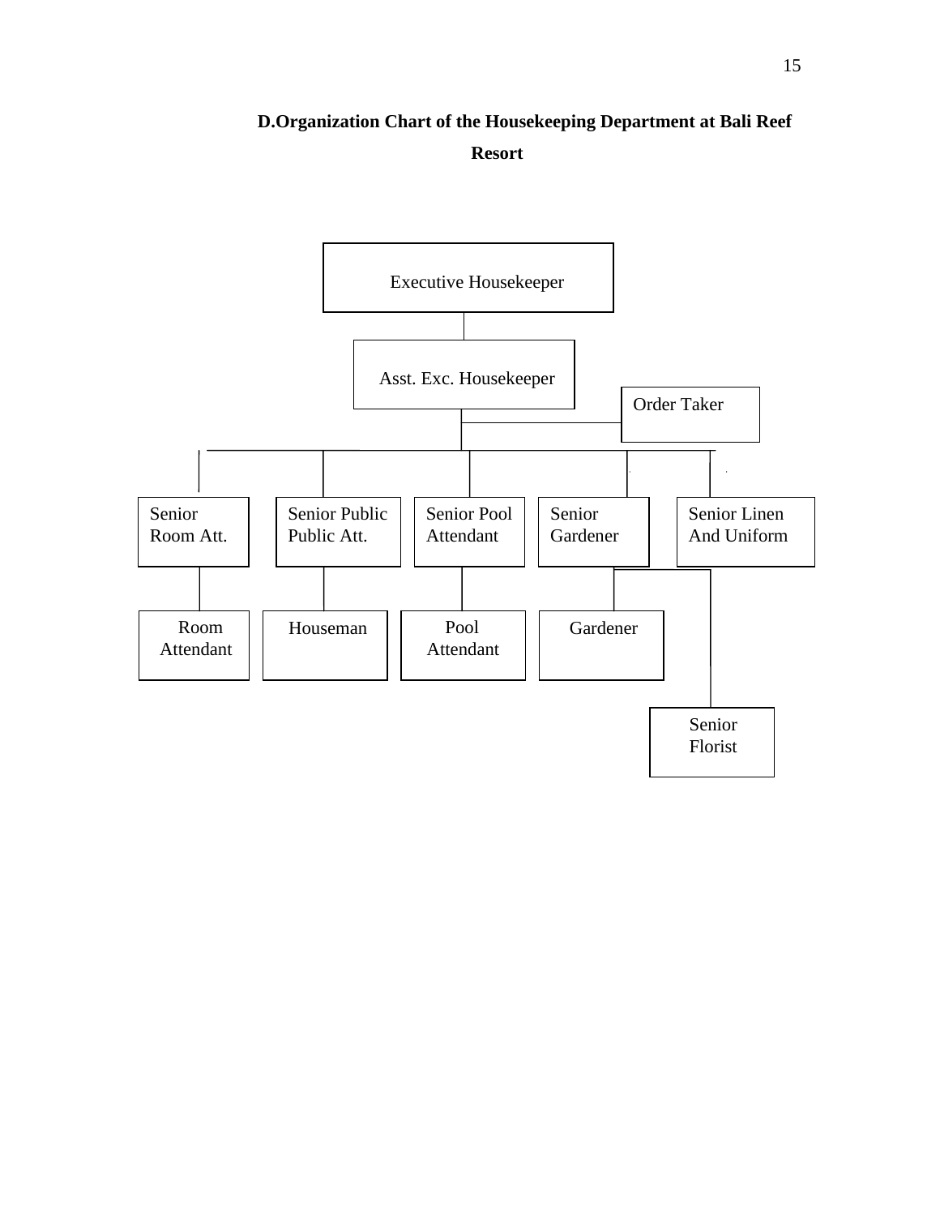## D.Organization Chart of the Housekeeping Department at Bali Reef Resort

Executive Housekeeper

Asst. Exc. Housekeeper

Order Taker

Senior Room Att.

Senior Public Public Att.

Senior Pool Attendant

Senior Gardener

Senior Linen And Uniform

Room Attendant

Houseman

Pool Attendant

Gardener

Senior Florist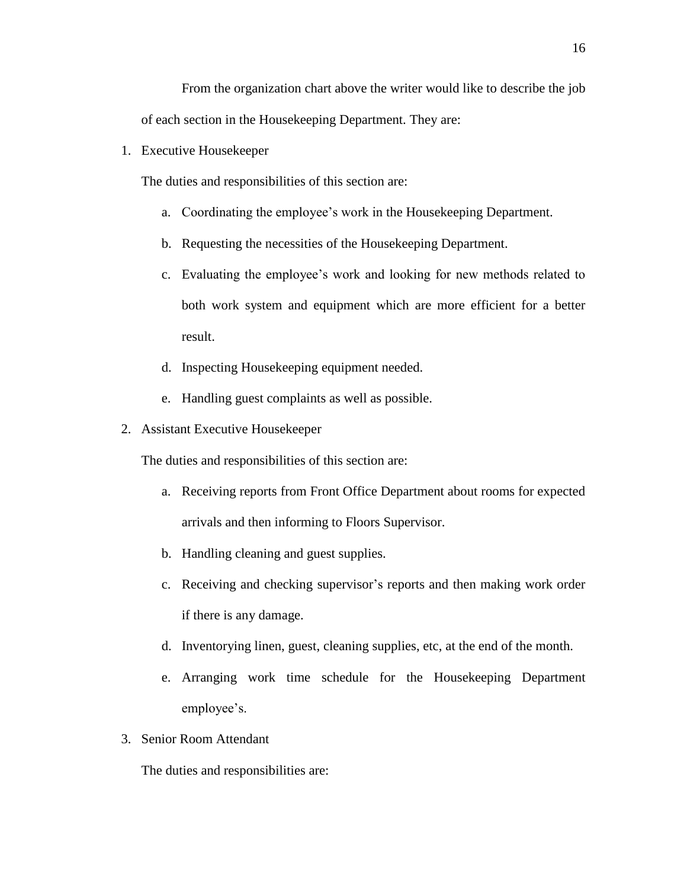From the organization chart above the writer would like to describe the job of each section in the Housekeeping Department. They are:

1. Executive Housekeeper

   The duties and responsibilities of this section are:

   a. Coordinating the employee's work in the Housekeeping Department.
   b. Requesting the necessities of the Housekeeping Department.
   c. Evaluating the employee's work and looking for new methods related to both work system and equipment which are more efficient for a better result.
   d. Inspecting Housekeeping equipment needed.
   e. Handling guest complaints as well as possible.

2. Assistant Executive Housekeeper

   The duties and responsibilities of this section are:

   a. Receiving reports from Front Office Department about rooms for expected arrivals and then informing to Floors Supervisor.
   b. Handling cleaning and guest supplies.
   c. Receiving and checking supervisor's reports and then making work order if there is any damage.
   d. Inventorying linen, guest, cleaning supplies, etc, at the end of the month.
   e. Arranging work time schedule for the Housekeeping Department employee's.

3. Senior Room Attendant

   The duties and responsibilities are: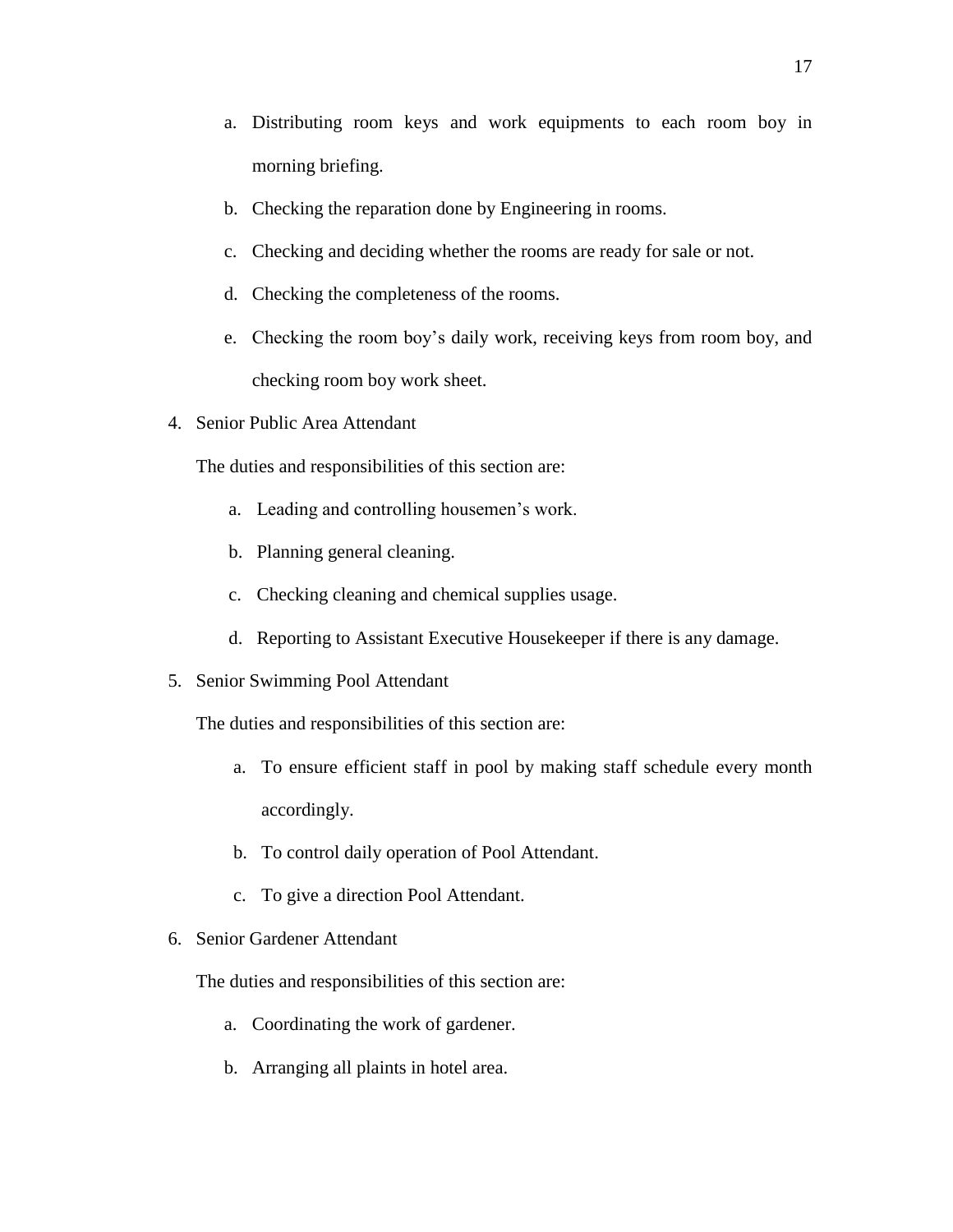a. Distributing room keys and work equipments to each room boy in morning briefing.
b. Checking the reparation done by Engineering in rooms.
c. Checking and deciding whether the rooms are ready for sale or not.
d. Checking the completeness of the rooms.
e. Checking the room boy's daily work, receiving keys from room boy, and checking room boy work sheet.

4. Senior Public Area Attendant

   The duties and responsibilities of this section are:

   a. Leading and controlling housemen's work.
   b. Planning general cleaning.
   c. Checking cleaning and chemical supplies usage.
   d. Reporting to Assistant Executive Housekeeper if there is any damage.

5. Senior Swimming Pool Attendant

   The duties and responsibilities of this section are:

   a. To ensure efficient staff in pool by making staff schedule every month accordingly.
   b. To control daily operation of Pool Attendant.
   c. To give a direction Pool Attendant.

6. Senior Gardener Attendant

   The duties and responsibilities of this section are:

   a. Coordinating the work of gardener.
   b. Arranging all plaints in hotel area.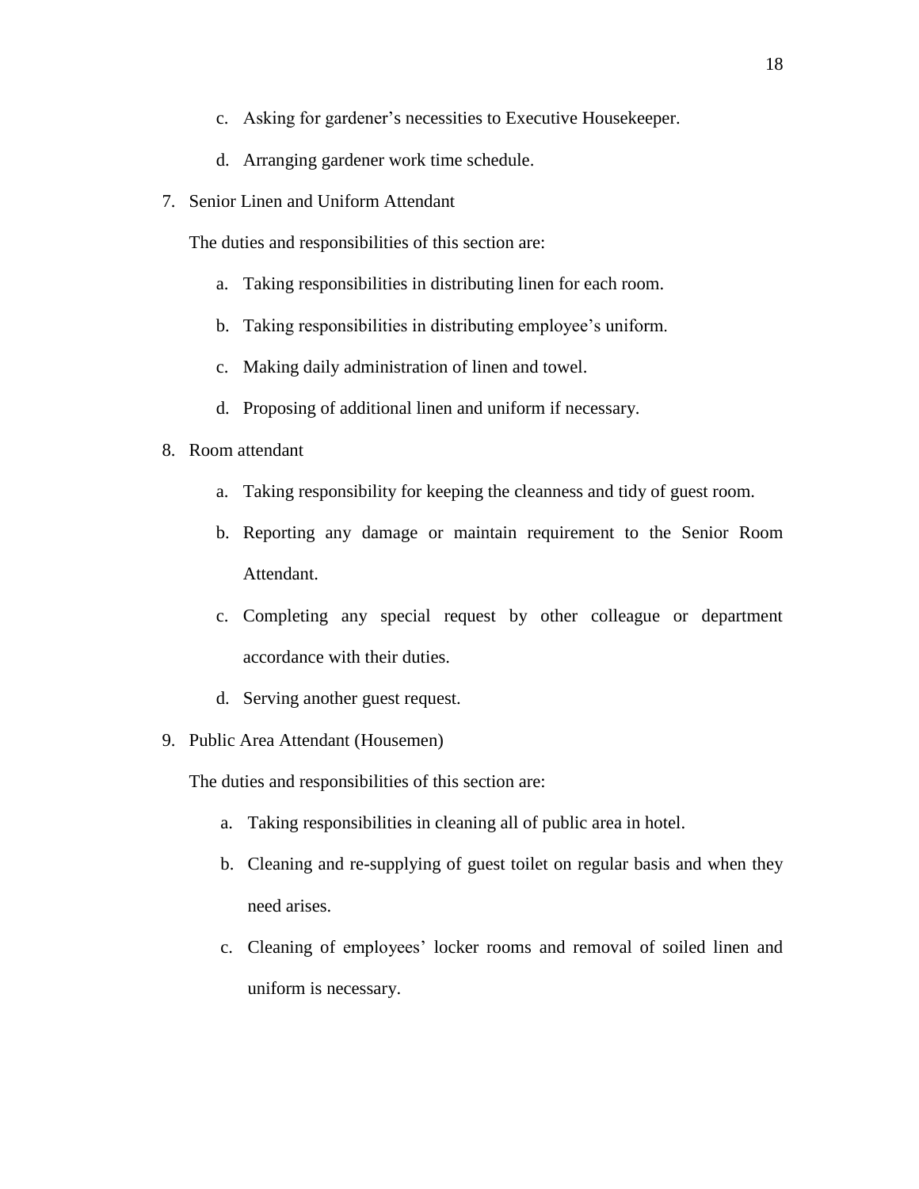c. Asking for gardener's necessities to Executive Housekeeper.

d. Arranging gardener work time schedule.

7. Senior Linen and Uniform Attendant

   The duties and responsibilities of this section are:

   a. Taking responsibilities in distributing linen for each room.
   b. Taking responsibilities in distributing employee's uniform.
   c. Making daily administration of linen and towel.
   d. Proposing of additional linen and uniform if necessary.

8. Room attendant

   a. Taking responsibility for keeping the cleanness and tidy of guest room.
   b. Reporting any damage or maintain requirement to the Senior Room Attendant.
   c. Completing any special request by other colleague or department accordance with their duties.
   d. Serving another guest request.

9. Public Area Attendant (Housemen)

   The duties and responsibilities of this section are:

   a. Taking responsibilities in cleaning all of public area in hotel.
   b. Cleaning and re-supplying of guest toilet on regular basis and when they need arises.
   c. Cleaning of employees' locker rooms and removal of soiled linen and uniform is necessary.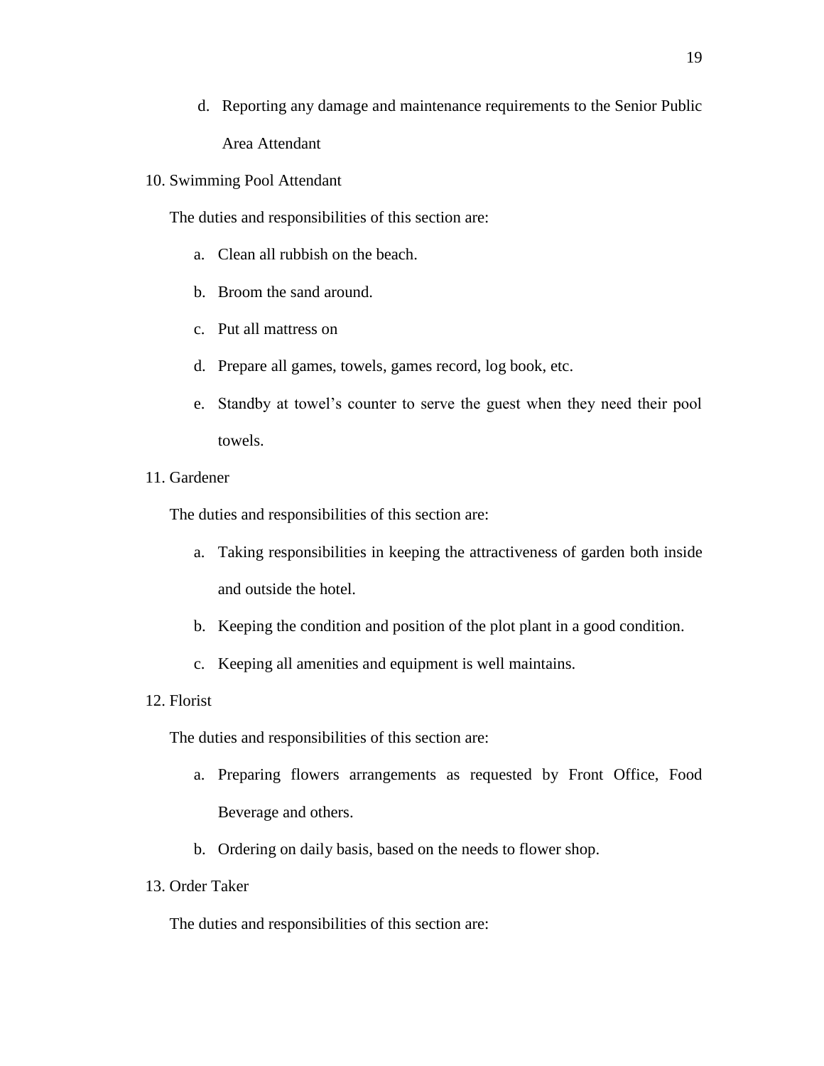d. Reporting any damage and maintenance requirements to the Senior Public Area Attendant

10. Swimming Pool Attendant

    The duties and responsibilities of this section are:

    a. Clean all rubbish on the beach.
    b. Broom the sand around.
    c. Put all mattress on
    d. Prepare all games, towels, games record, log book, etc.
    e. Standby at towel's counter to serve the guest when they need their pool towels.

11. Gardener

    The duties and responsibilities of this section are:

    a. Taking responsibilities in keeping the attractiveness of garden both inside and outside the hotel.
    b. Keeping the condition and position of the plot plant in a good condition.
    c. Keeping all amenities and equipment is well maintains.

12. Florist

    The duties and responsibilities of this section are:

    a. Preparing flowers arrangements as requested by Front Office, Food Beverage and others.
    b. Ordering on daily basis, based on the needs to flower shop.

13. Order Taker

    The duties and responsibilities of this section are: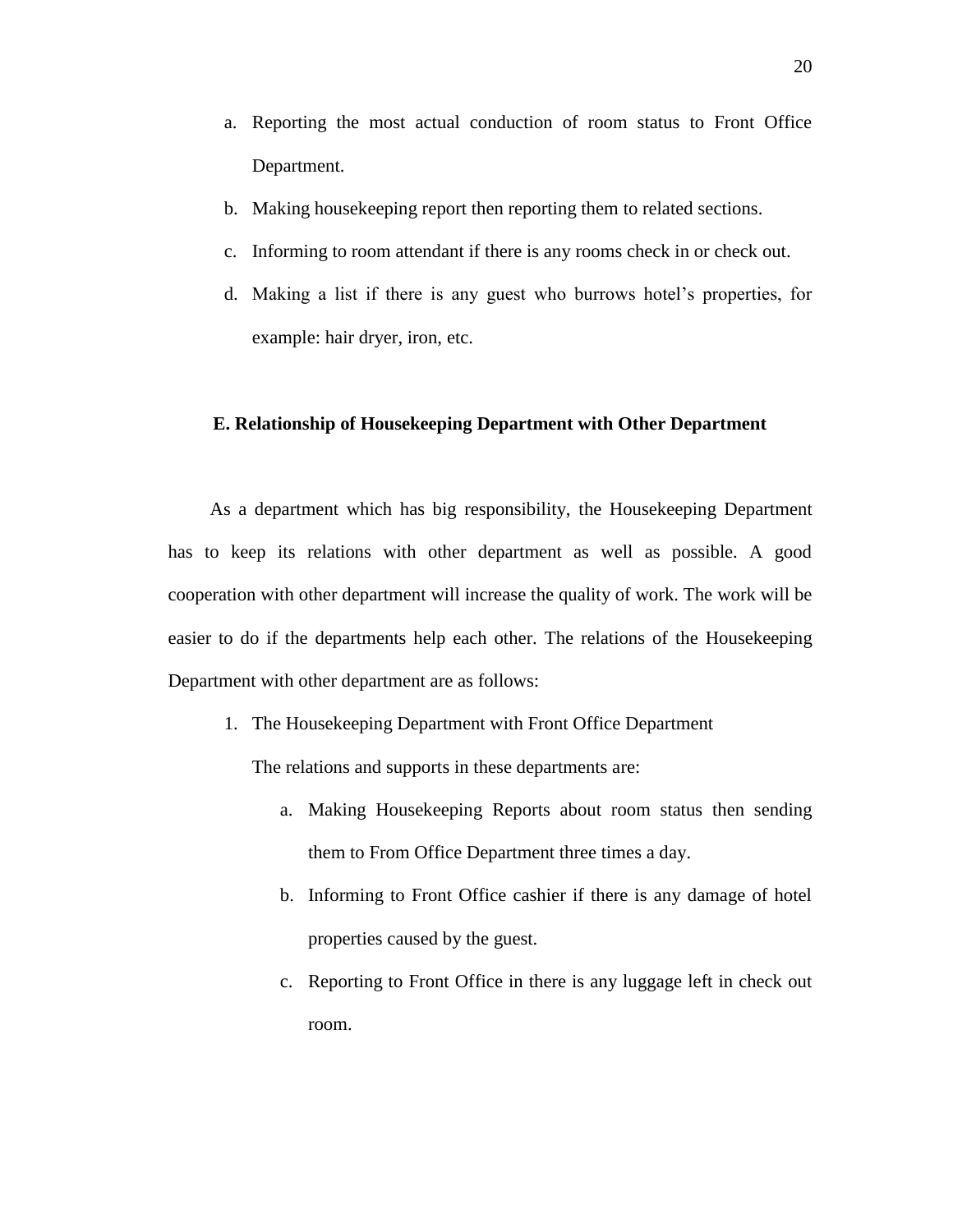a. Reporting the most actual conduction of room status to Front Office Department.
b. Making housekeeping report then reporting them to related sections.
c. Informing to room attendant if there is any rooms check in or check out.
d. Making a list if there is any guest who burrows hotel's properties, for example: hair dryer, iron, etc.

## E. Relationship of Housekeeping Department with Other Department

As a department which has big responsibility, the Housekeeping Department has to keep its relations with other department as well as possible. A good cooperation with other department will increase the quality of work. The work will be easier to do if the departments help each other. The relations of the Housekeeping Department with other department are as follows:

1. The Housekeeping Department with Front Office Department

   The relations and supports in these departments are:

   a. Making Housekeeping Reports about room status then sending them to From Office Department three times a day.
   b. Informing to Front Office cashier if there is any damage of hotel properties caused by the guest.
   c. Reporting to Front Office in there is any luggage left in check out room.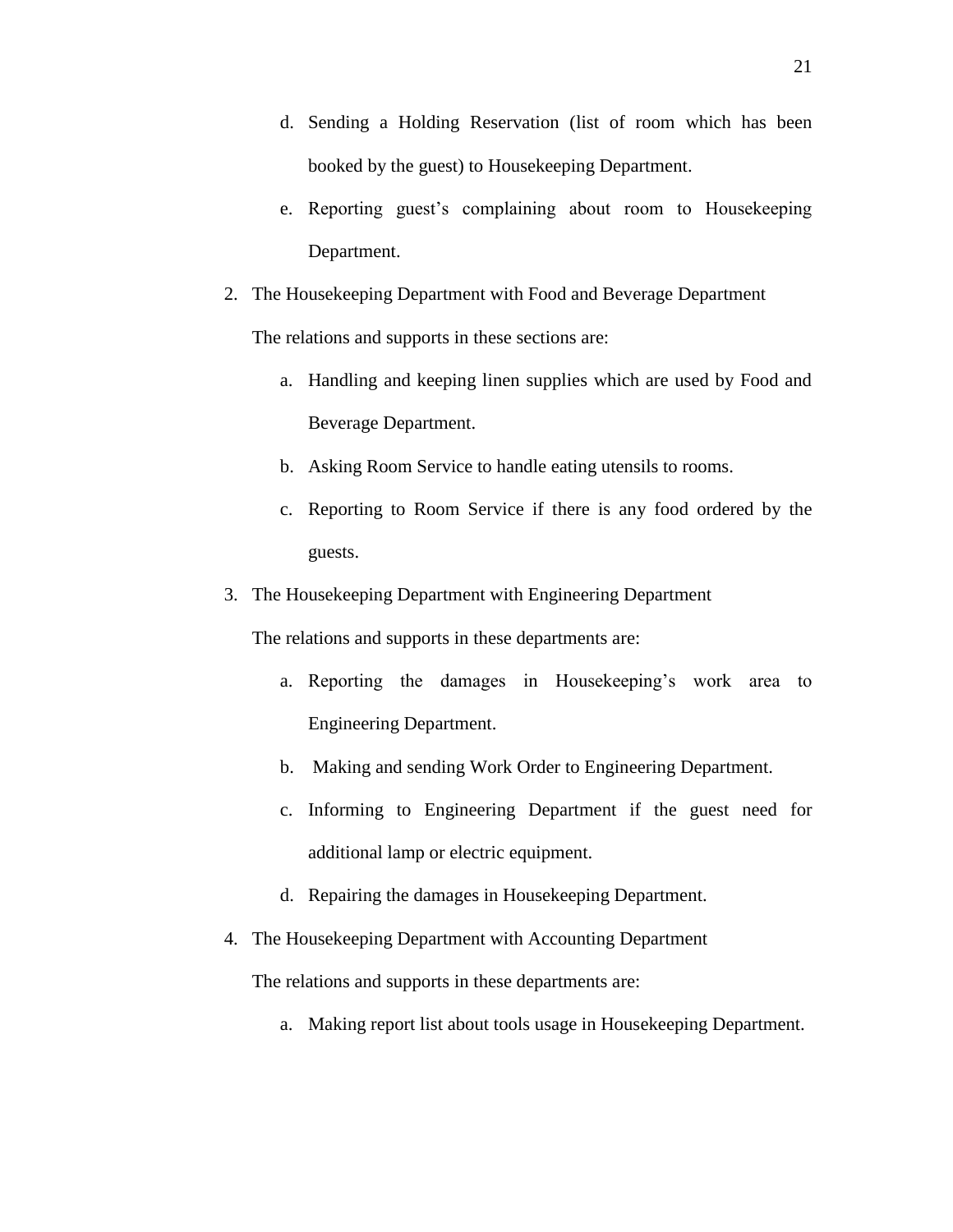d. Sending a Holding Reservation (list of room which has been booked by the guest) to Housekeeping Department.

e. Reporting guest's complaining about room to Housekeeping Department.

2. The Housekeeping Department with Food and Beverage Department

   The relations and supports in these sections are:

   a. Handling and keeping linen supplies which are used by Food and Beverage Department.
   b. Asking Room Service to handle eating utensils to rooms.
   c. Reporting to Room Service if there is any food ordered by the guests.

3. The Housekeeping Department with Engineering Department

   The relations and supports in these departments are:

   a. Reporting the damages in Housekeeping's work area to Engineering Department.
   b. Making and sending Work Order to Engineering Department.
   c. Informing to Engineering Department if the guest need for additional lamp or electric equipment.
   d. Repairing the damages in Housekeeping Department.

4. The Housekeeping Department with Accounting Department

   The relations and supports in these departments are:

   a. Making report list about tools usage in Housekeeping Department.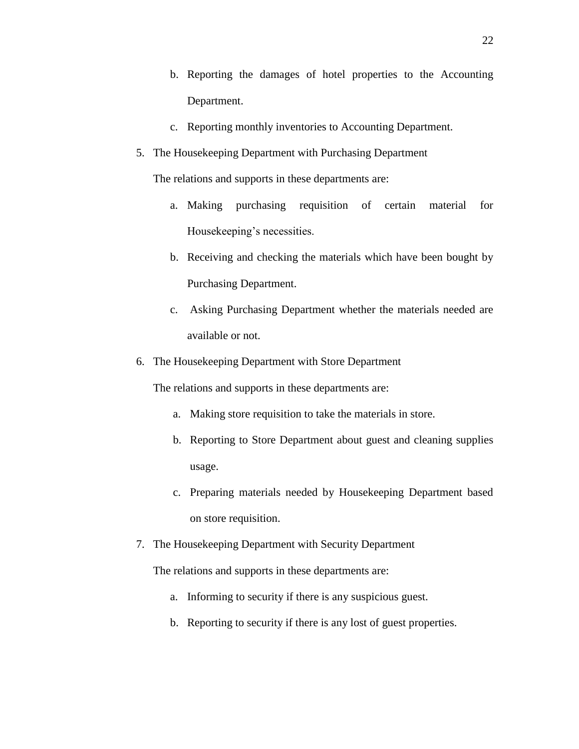b. Reporting the damages of hotel properties to the Accounting Department.

c. Reporting monthly inventories to Accounting Department.

5. The Housekeeping Department with Purchasing Department

   The relations and supports in these departments are:

   a. Making purchasing requisition of certain material for Housekeeping's necessities.

   b. Receiving and checking the materials which have been bought by Purchasing Department.

   c. Asking Purchasing Department whether the materials needed are available or not.

6. The Housekeeping Department with Store Department

   The relations and supports in these departments are:

   a. Making store requisition to take the materials in store.

   b. Reporting to Store Department about guest and cleaning supplies usage.

   c. Preparing materials needed by Housekeeping Department based on store requisition.

7. The Housekeeping Department with Security Department

   The relations and supports in these departments are:

   a. Informing to security if there is any suspicious guest.

   b. Reporting to security if there is any lost of guest properties.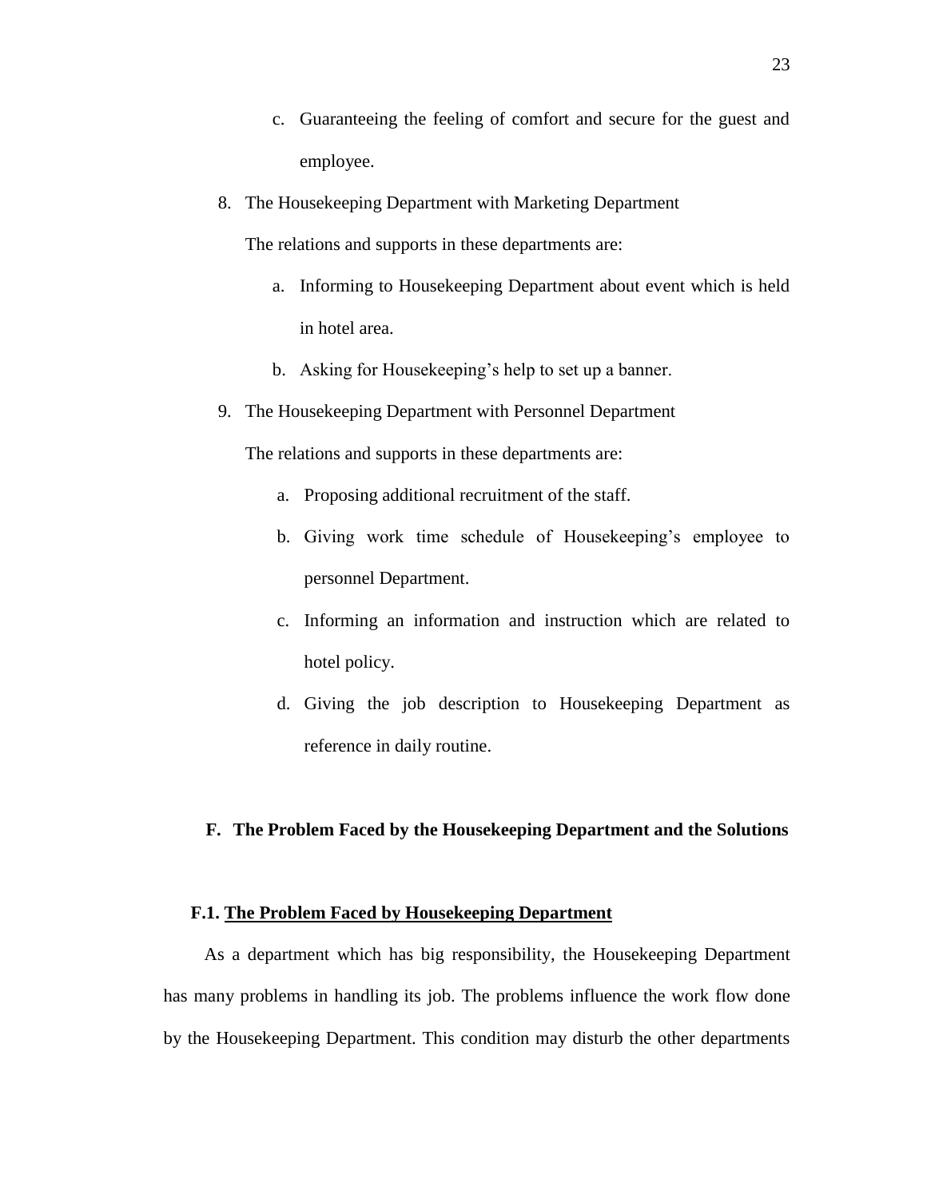c. Guaranteeing the feeling of comfort and secure for the guest and employee.

8. The Housekeeping Department with Marketing Department

   The relations and supports in these departments are:

   a. Informing to Housekeeping Department about event which is held in hotel area.
   b. Asking for Housekeeping's help to set up a banner.

9. The Housekeeping Department with Personnel Department

   The relations and supports in these departments are:

   a. Proposing additional recruitment of the staff.
   b. Giving work time schedule of Housekeeping's employee to personnel Department.
   c. Informing an information and instruction which are related to hotel policy.
   d. Giving the job description to Housekeeping Department as reference in daily routine.

## F. The Problem Faced by the Housekeeping Department and the Solutions

### F.1. <u>The Problem Faced by Housekeeping Department</u>

As a department which has big responsibility, the Housekeeping Department has many problems in handling its job. The problems influence the work flow done by the Housekeeping Department. This condition may disturb the other departments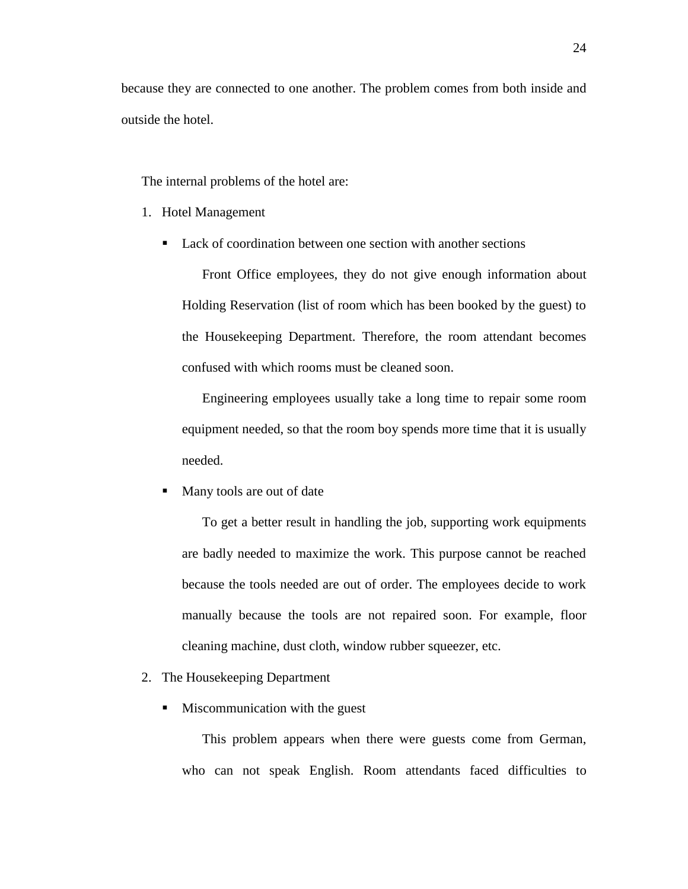because they are connected to one another. The problem comes from both inside and outside the hotel.

The internal problems of the hotel are:

1. Hotel Management

   - Lack of coordination between one section with another sections

     Front Office employees, they do not give enough information about Holding Reservation (list of room which has been booked by the guest) to the Housekeeping Department. Therefore, the room attendant becomes confused with which rooms must be cleaned soon.

     Engineering employees usually take a long time to repair some room equipment needed, so that the room boy spends more time that it is usually needed.

   - Many tools are out of date

     To get a better result in handling the job, supporting work equipments are badly needed to maximize the work. This purpose cannot be reached because the tools needed are out of order. The employees decide to work manually because the tools are not repaired soon. For example, floor cleaning machine, dust cloth, window rubber squeezer, etc.

2. The Housekeeping Department

   - Miscommunication with the guest

     This problem appears when there were guests come from German, who can not speak English. Room attendants faced difficulties to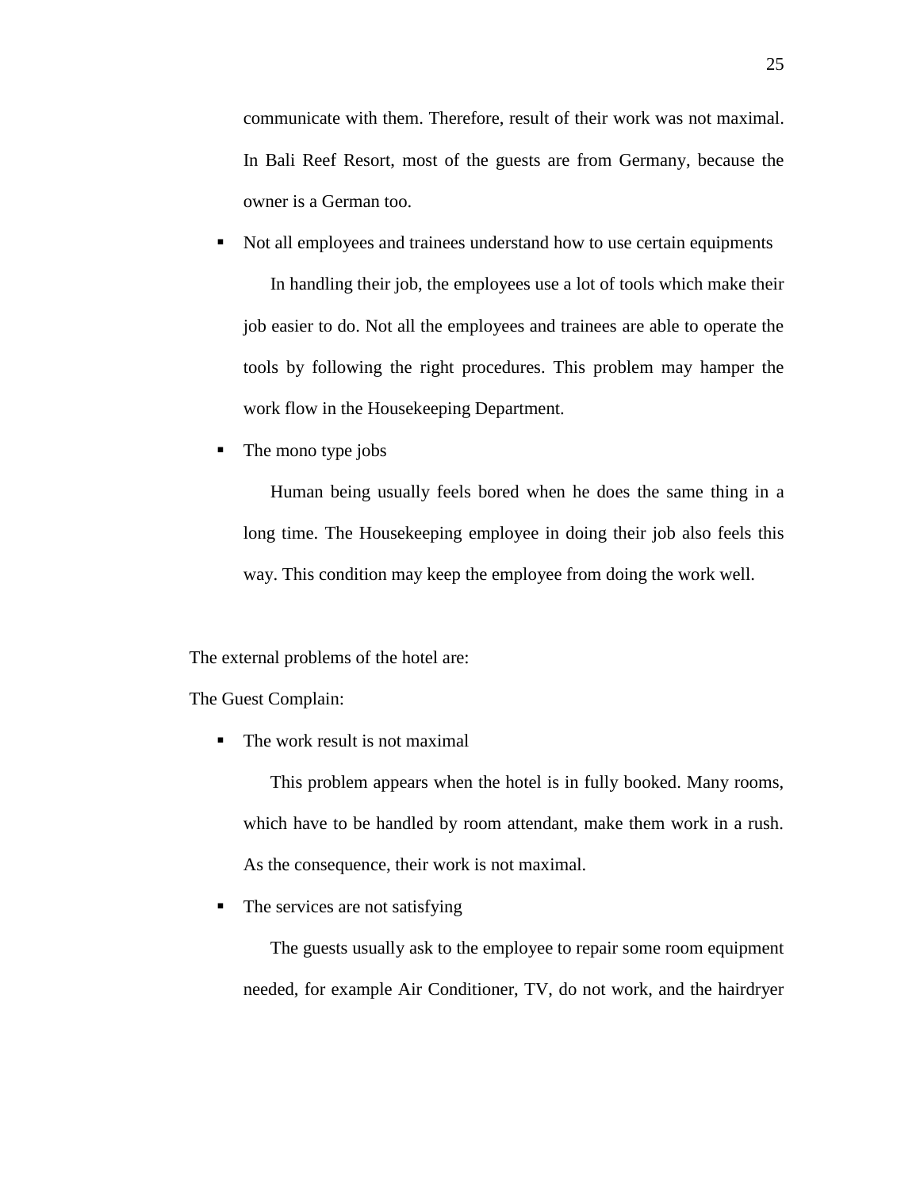communicate with them. Therefore, result of their work was not maximal. In Bali Reef Resort, most of the guests are from Germany, because the owner is a German too.

- Not all employees and trainees understand how to use certain equipments

  In handling their job, the employees use a lot of tools which make their job easier to do. Not all the employees and trainees are able to operate the tools by following the right procedures. This problem may hamper the work flow in the Housekeeping Department.

- The mono type jobs

  Human being usually feels bored when he does the same thing in a long time. The Housekeeping employee in doing their job also feels this way. This condition may keep the employee from doing the work well.

The external problems of the hotel are:

The Guest Complain:

- The work result is not maximal

  This problem appears when the hotel is in fully booked. Many rooms, which have to be handled by room attendant, make them work in a rush. As the consequence, their work is not maximal.

- The services are not satisfying

  The guests usually ask to the employee to repair some room equipment needed, for example Air Conditioner, TV, do not work, and the hairdryer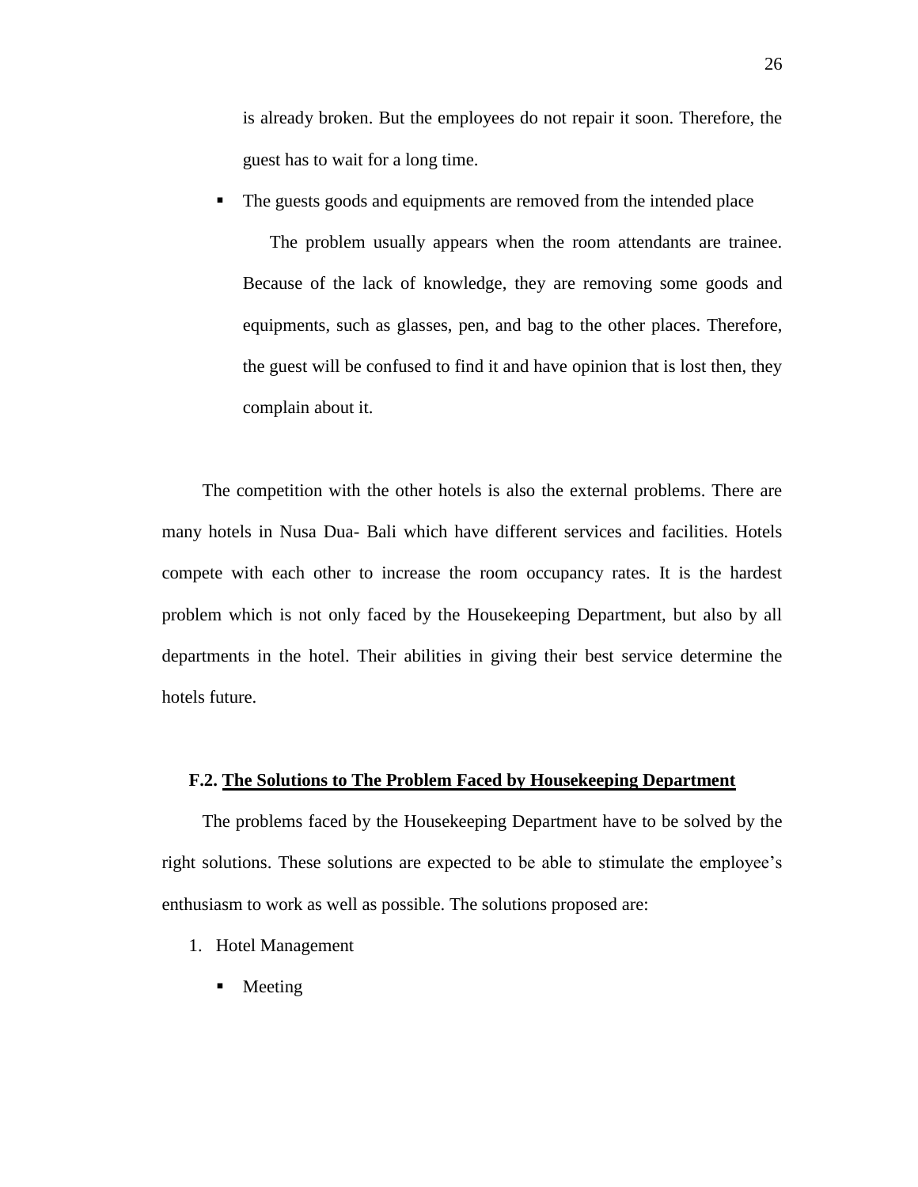is already broken. But the employees do not repair it soon. Therefore, the guest has to wait for a long time.

- The guests goods and equipments are removed from the intended place

  The problem usually appears when the room attendants are trainee. Because of the lack of knowledge, they are removing some goods and equipments, such as glasses, pen, and bag to the other places. Therefore, the guest will be confused to find it and have opinion that is lost then, they complain about it.

The competition with the other hotels is also the external problems. There are many hotels in Nusa Dua- Bali which have different services and facilities. Hotels compete with each other to increase the room occupancy rates. It is the hardest problem which is not only faced by the Housekeeping Department, but also by all departments in the hotel. Their abilities in giving their best service determine the hotels future.

### F.2. The Solutions to The Problem Faced by Housekeeping Department

The problems faced by the Housekeeping Department have to be solved by the right solutions. These solutions are expected to be able to stimulate the employee's enthusiasm to work as well as possible. The solutions proposed are:

1. Hotel Management
   - Meeting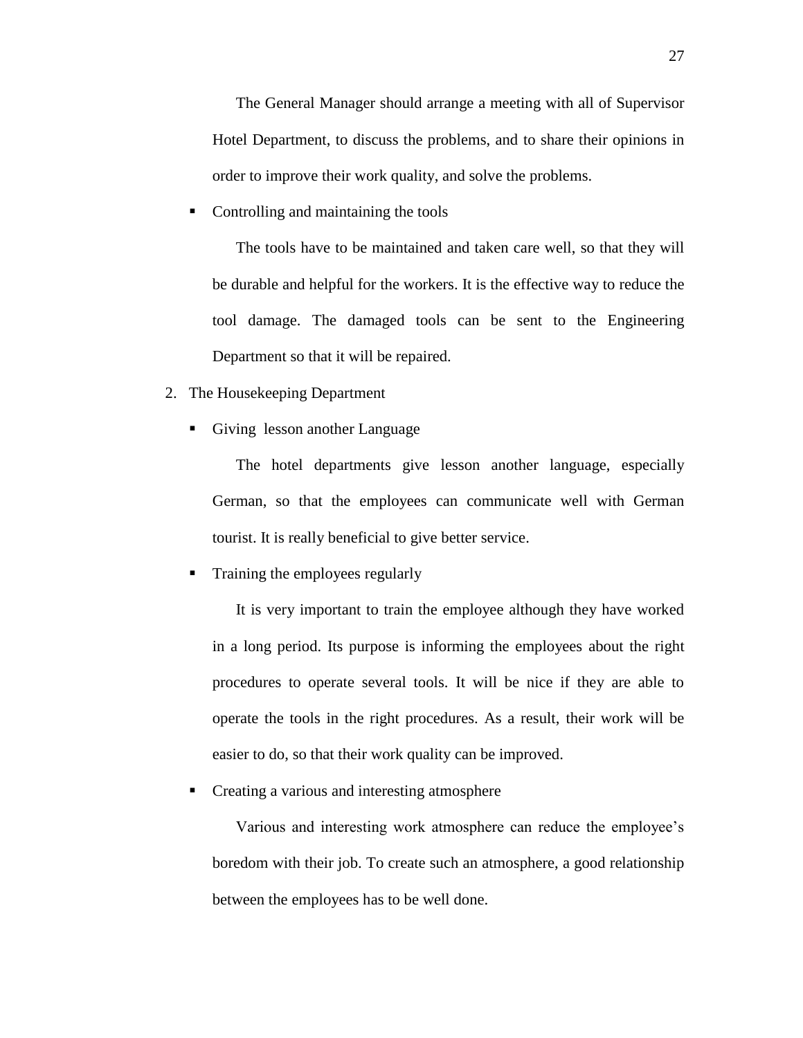The General Manager should arrange a meeting with all of Supervisor Hotel Department, to discuss the problems, and to share their opinions in order to improve their work quality, and solve the problems.

- Controlling and maintaining the tools

  The tools have to be maintained and taken care well, so that they will be durable and helpful for the workers. It is the effective way to reduce the tool damage. The damaged tools can be sent to the Engineering Department so that it will be repaired.

2. The Housekeeping Department

- Giving lesson another Language

  The hotel departments give lesson another language, especially German, so that the employees can communicate well with German tourist. It is really beneficial to give better service.

- Training the employees regularly

  It is very important to train the employee although they have worked in a long period. Its purpose is informing the employees about the right procedures to operate several tools. It will be nice if they are able to operate the tools in the right procedures. As a result, their work will be easier to do, so that their work quality can be improved.

- Creating a various and interesting atmosphere

  Various and interesting work atmosphere can reduce the employee's boredom with their job. To create such an atmosphere, a good relationship between the employees has to be well done.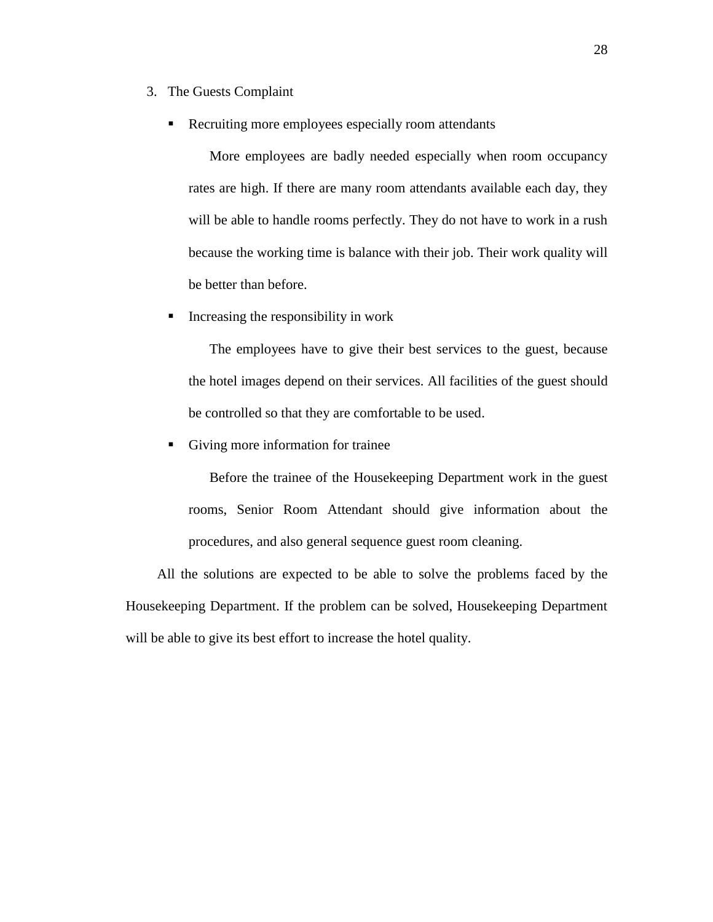3. The Guests Complaint

   - Recruiting more employees especially room attendants

     More employees are badly needed especially when room occupancy rates are high. If there are many room attendants available each day, they will be able to handle rooms perfectly. They do not have to work in a rush because the working time is balance with their job. Their work quality will be better than before.

   - Increasing the responsibility in work

     The employees have to give their best services to the guest, because the hotel images depend on their services. All facilities of the guest should be controlled so that they are comfortable to be used.

   - Giving more information for trainee

     Before the trainee of the Housekeeping Department work in the guest rooms, Senior Room Attendant should give information about the procedures, and also general sequence guest room cleaning.

All the solutions are expected to be able to solve the problems faced by the Housekeeping Department. If the problem can be solved, Housekeeping Department will be able to give its best effort to increase the hotel quality.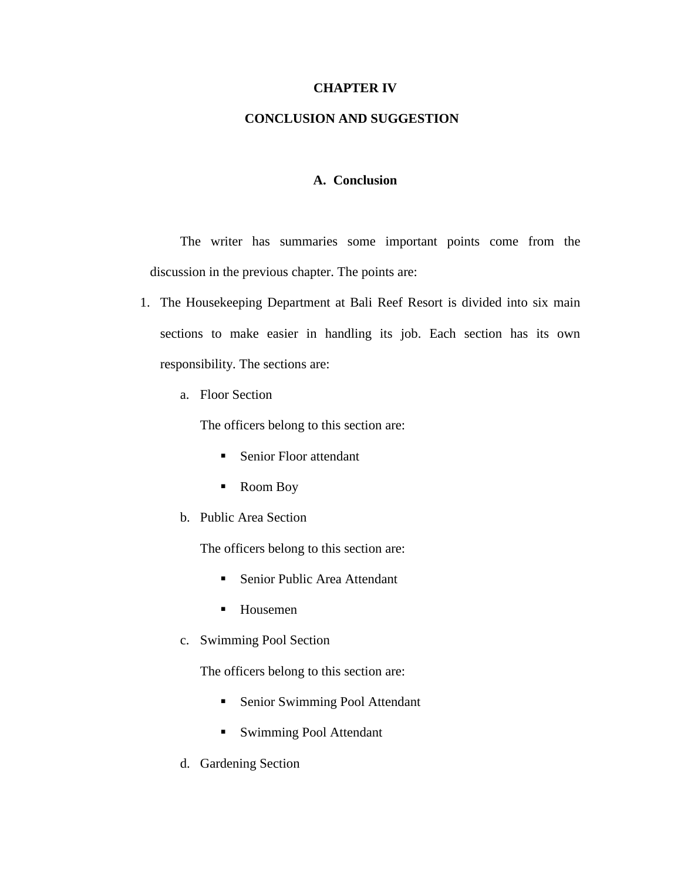# CHAPTER IV

# CONCLUSION AND SUGGESTION

## A. Conclusion

The writer has summaries some important points come from the discussion in the previous chapter. The points are:

1. The Housekeeping Department at Bali Reef Resort is divided into six main sections to make easier in handling its job. Each section has its own responsibility. The sections are:
   a. Floor Section
      The officers belong to this section are:
      - Senior Floor attendant
      - Room Boy
   b. Public Area Section
      The officers belong to this section are:
      - Senior Public Area Attendant
      - Housemen
   c. Swimming Pool Section
      The officers belong to this section are:
      - Senior Swimming Pool Attendant
      - Swimming Pool Attendant
   d. Gardening Section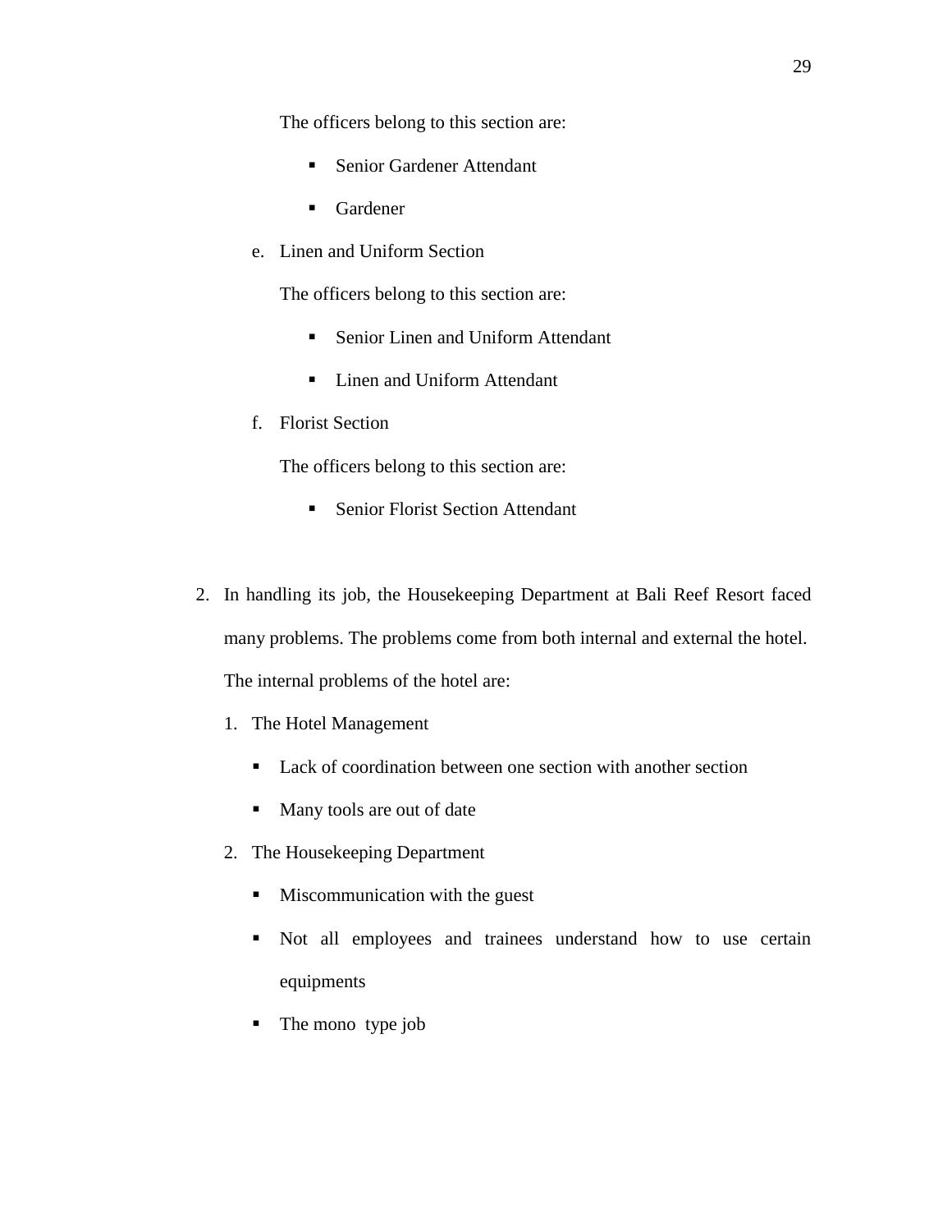The officers belong to this section are:

- Senior Gardener Attendant
- Gardener

e. Linen and Uniform Section

   The officers belong to this section are:

   - Senior Linen and Uniform Attendant
   - Linen and Uniform Attendant

f. Florist Section

   The officers belong to this section are:

   - Senior Florist Section Attendant

2. In handling its job, the Housekeeping Department at Bali Reef Resort faced many problems. The problems come from both internal and external the hotel. The internal problems of the hotel are:

   1. The Hotel Management
      - Lack of coordination between one section with another section
      - Many tools are out of date
   2. The Housekeeping Department
      - Miscommunication with the guest
      - Not all employees and trainees understand how to use certain equipments
      - The mono type job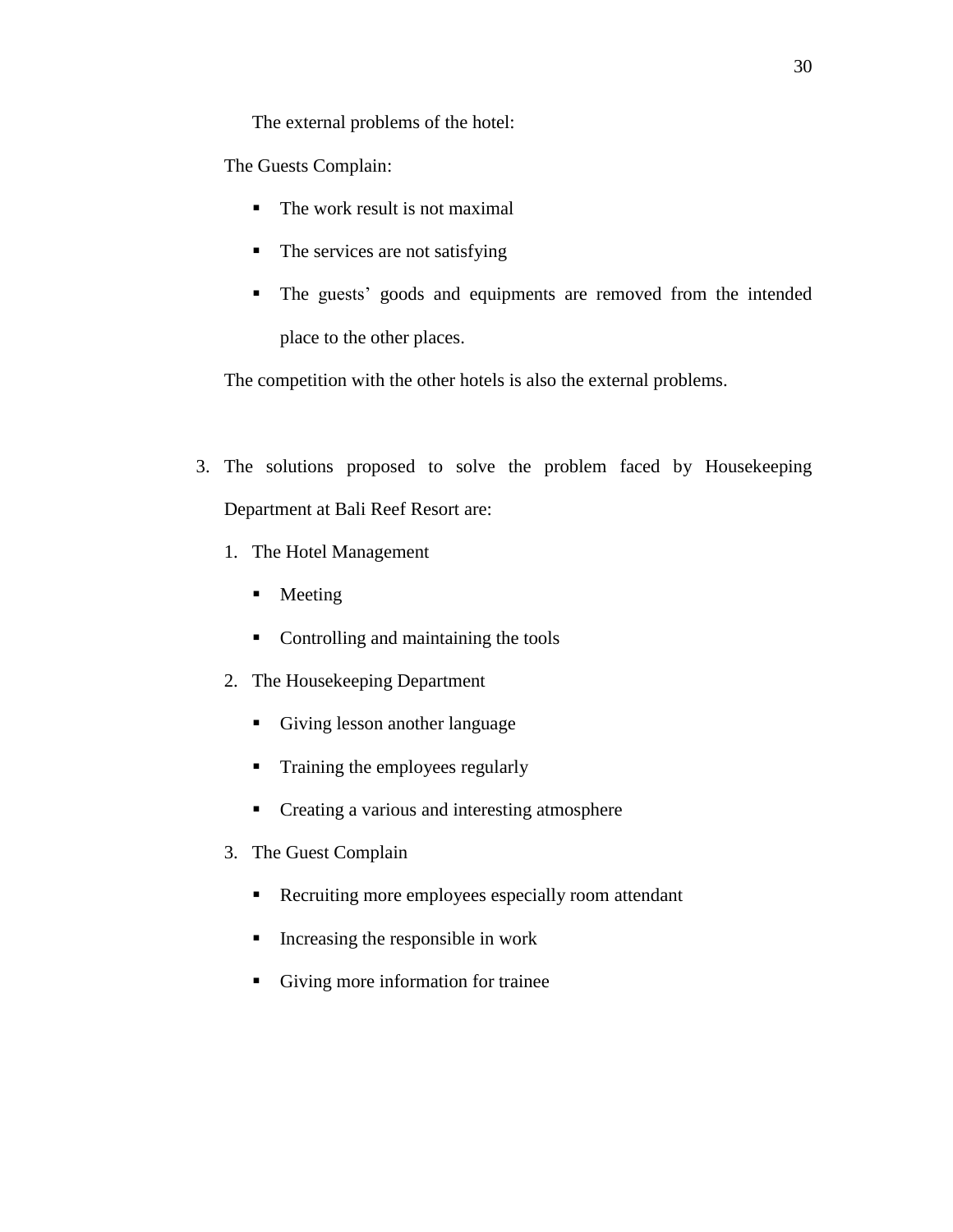The external problems of the hotel:

The Guests Complain:

- The work result is not maximal
- The services are not satisfying
- The guests' goods and equipments are removed from the intended place to the other places.

The competition with the other hotels is also the external problems.

3. The solutions proposed to solve the problem faced by Housekeeping Department at Bali Reef Resort are:

   1. The Hotel Management
      - Meeting
      - Controlling and maintaining the tools
   2. The Housekeeping Department
      - Giving lesson another language
      - Training the employees regularly
      - Creating a various and interesting atmosphere
   3. The Guest Complain
      - Recruiting more employees especially room attendant
      - Increasing the responsible in work
      - Giving more information for trainee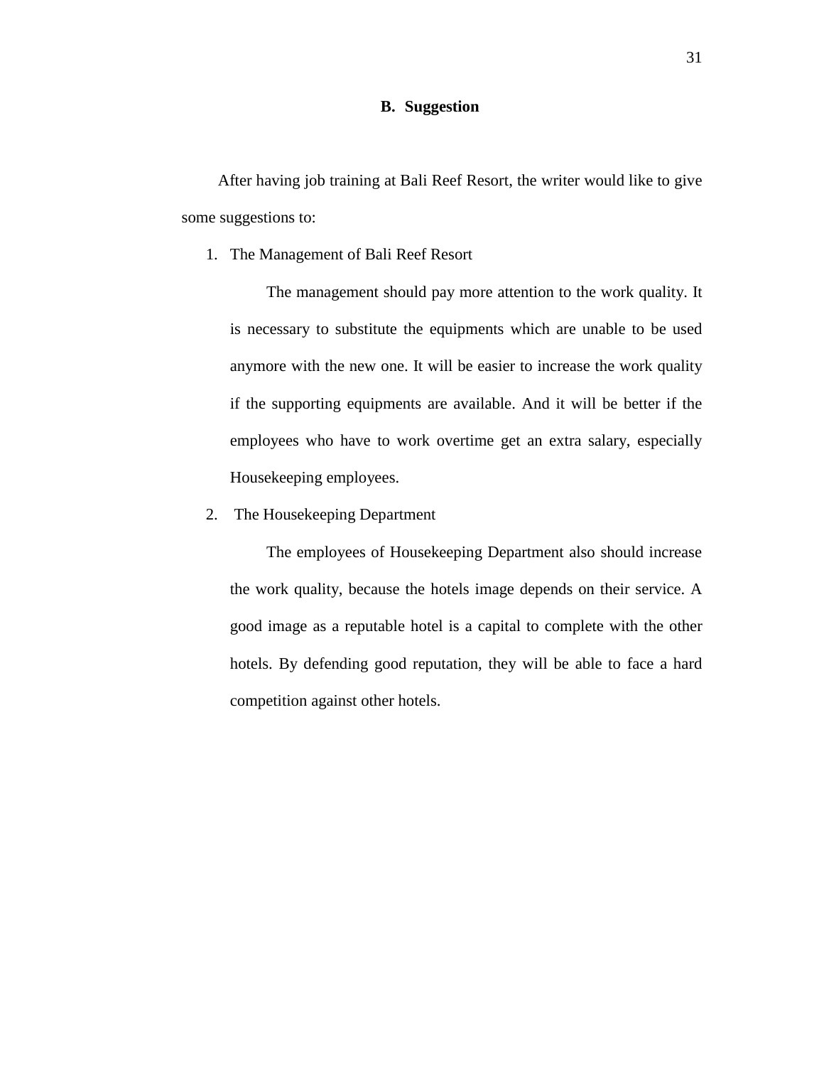## B. Suggestion

After having job training at Bali Reef Resort, the writer would like to give some suggestions to:

1. The Management of Bali Reef Resort

   The management should pay more attention to the work quality. It is necessary to substitute the equipments which are unable to be used anymore with the new one. It will be easier to increase the work quality if the supporting equipments are available. And it will be better if the employees who have to work overtime get an extra salary, especially Housekeeping employees.

2. The Housekeeping Department

   The employees of Housekeeping Department also should increase the work quality, because the hotels image depends on their service. A good image as a reputable hotel is a capital to complete with the other hotels. By defending good reputation, they will be able to face a hard competition against other hotels.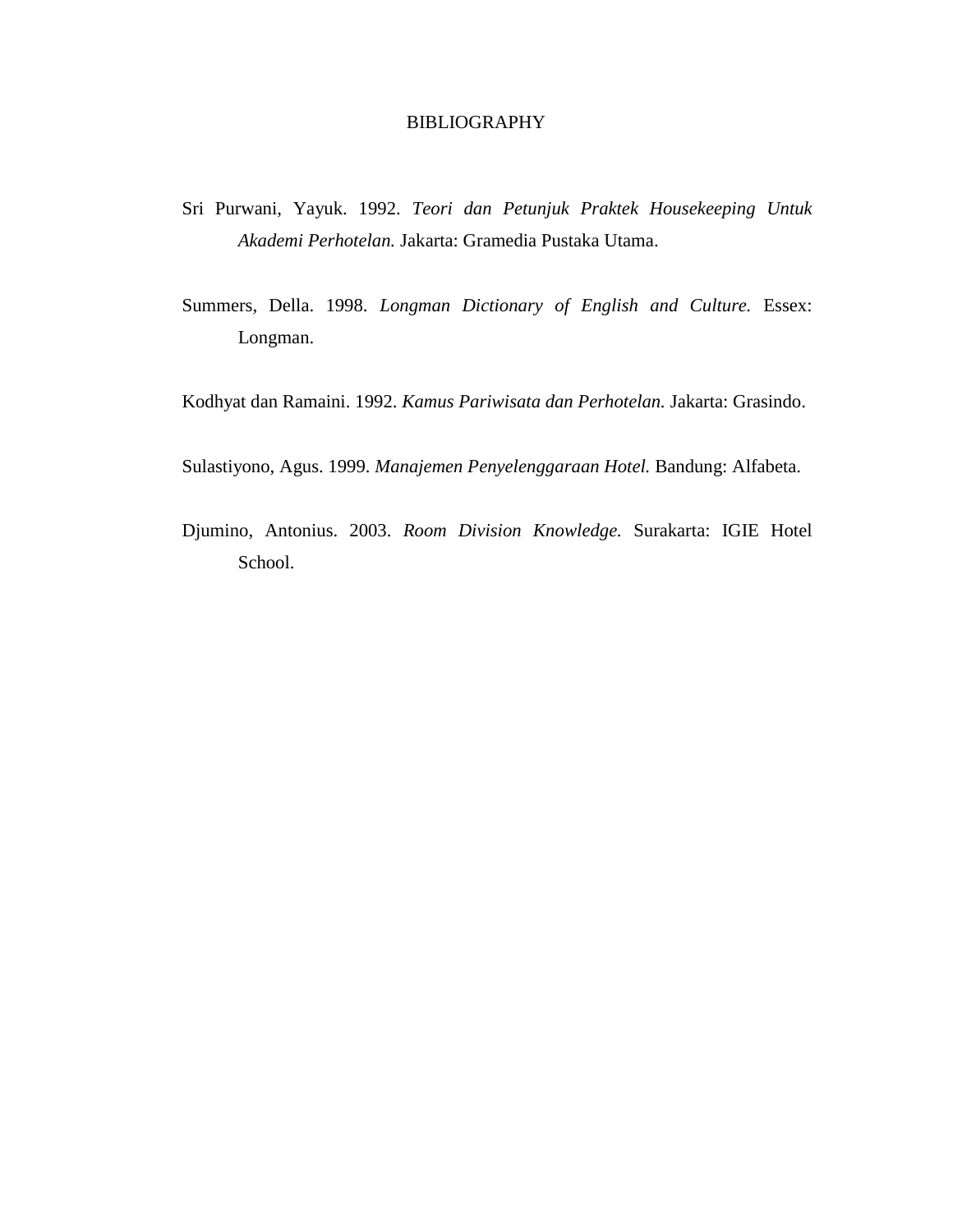# BIBLIOGRAPHY

Sri Purwani, Yayuk. 1992. *Teori dan Petunjuk Praktek Housekeeping Untuk Akademi Perhotelan.* Jakarta: Gramedia Pustaka Utama.

Summers, Della. 1998. *Longman Dictionary of English and Culture.* Essex: Longman.

Kodhyat dan Ramaini. 1992. *Kamus Pariwisata dan Perhotelan.* Jakarta: Grasindo.

Sulastiyono, Agus. 1999. *Manajemen Penyelenggaraan Hotel.* Bandung: Alfabeta.

Djumino, Antonius. 2003. *Room Division Knowledge.* Surakarta: IGIE Hotel School.